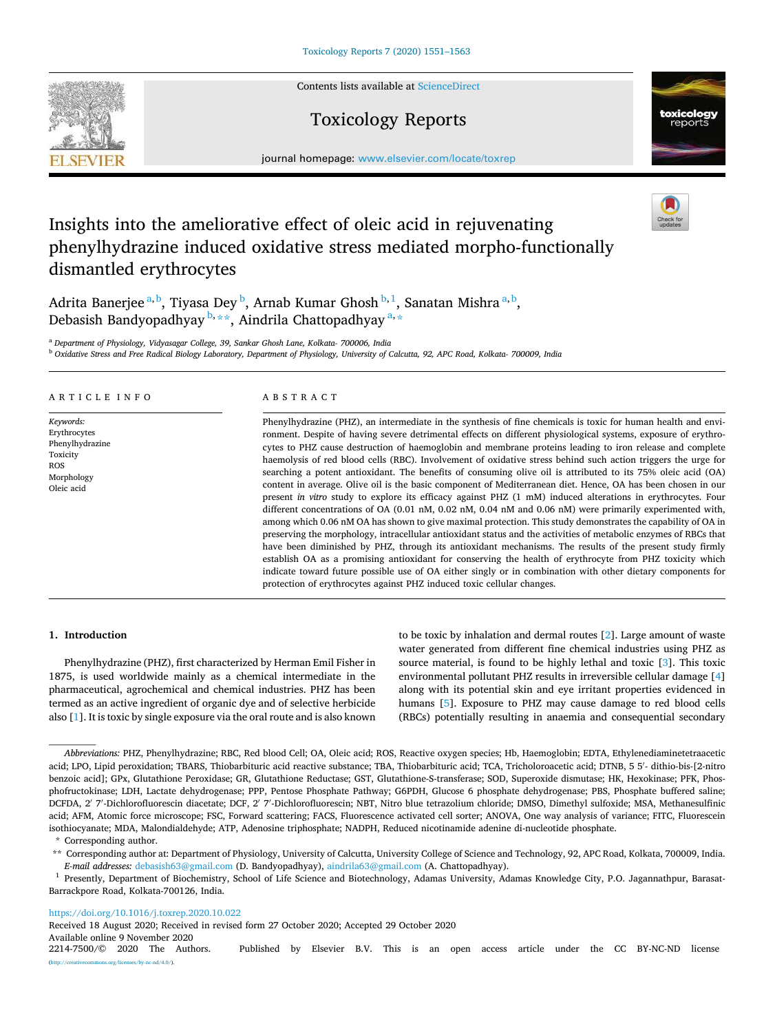# Insights into the ameliorative effect of oleic acid in rejuvenating phenylhydrazine induced oxidative stress mediated morpho-functionally dismantled erythrocytes

Adrita Banerjee [a,b], Tiyasa Dey [b], Arnab Kumar Ghosh [b,1], Sanatan Mishra [a,b], Debasish Bandyopadhyay [b,**], Aindrila Chattopadhyay [a,*]

[a] *Department of Physiology, Vidyasagar College, 39, Sankar Ghosh Lane, Kolkata- 700006, India*

[b] *Oxidative Stress and Free Radical Biology Laboratory, Department of Physiology, University of Calcutta, 92, APC Road, Kolkata- 700009, India*

## ARTICLE INFO

*Keywords:*
Erythrocytes
Phenylhydrazine
Toxicity
ROS
Morphology
Oleic acid

## ABSTRACT

Phenylhydrazine (PHZ), an intermediate in the synthesis of fine chemicals is toxic for human health and environment. Despite of having severe detrimental effects on different physiological systems, exposure of erythrocytes to PHZ cause destruction of haemoglobin and membrane proteins leading to iron release and complete haemolysis of red blood cells (RBC). Involvement of oxidative stress behind such action triggers the urge for searching a potent antioxidant. The benefits of consuming olive oil is attributed to its 75% oleic acid (OA) content in average. Olive oil is the basic component of Mediterranean diet. Hence, OA has been chosen in our present *in vitro* study to explore its efficacy against PHZ (1 mM) induced alterations in erythrocytes. Four different concentrations of OA (0.01 nM, 0.02 nM, 0.04 nM and 0.06 nM) were primarily experimented with, among which 0.06 nM OA has shown to give maximal protection. This study demonstrates the capability of OA in preserving the morphology, intracellular antioxidant status and the activities of metabolic enzymes of RBCs that have been diminished by PHZ, through its antioxidant mechanisms. The results of the present study firmly establish OA as a promising antioxidant for conserving the health of erythrocyte from PHZ toxicity which indicate toward future possible use of OA either singly or in combination with other dietary components for protection of erythrocytes against PHZ induced toxic cellular changes.

## 1. Introduction

Phenylhydrazine (PHZ), first characterized by Herman Emil Fisher in 1875, is used worldwide mainly as a chemical intermediate in the pharmaceutical, agrochemical and chemical industries. PHZ has been termed as an active ingredient of organic dye and of selective herbicide also [1]. It is toxic by single exposure via the oral route and is also known to be toxic by inhalation and dermal routes [2]. Large amount of waste water generated from different fine chemical industries using PHZ as source material, is found to be highly lethal and toxic [3]. This toxic environmental pollutant PHZ results in irreversible cellular damage [4] along with its potential skin and eye irritant properties evidenced in humans [5]. Exposure to PHZ may cause damage to red blood cells (RBCs) potentially resulting in anaemia and consequential secondary

---

*Abbreviations:* PHZ, Phenylhydrazine; RBC, Red blood Cell; OA, Oleic acid; ROS, Reactive oxygen species; Hb, Haemoglobin; EDTA, Ethylenediaminetetraacetic acid; LPO, Lipid peroxidation; TBARS, Thiobarbituric acid reactive substance; TBA, Thiobarbituric acid; TCA, Tricholoroacetic acid; DTNB, 5 5′- dithio-bis-[2-nitro benzoic acid]; GPx, Glutathione Peroxidase; GR, Glutathione Reductase; GST, Glutathione-S-transferase; SOD, Superoxide dismutase; HK, Hexokinase; PFK, Phosphofructokinase; LDH, Lactate dehydrogenase; PPP, Pentose Phosphate Pathway; G6PDH, Glucose 6 phosphate dehydrogenase; PBS, Phosphate buffered saline; DCFDA, 2′ 7′-Dichlorofluorescin diacetate; DCF, 2′ 7′-Dichlorofluorescin; NBT, Nitro blue tetrazolium chloride; DMSO, Dimethyl sulfoxide; MSA, Methanesulfinic acid; AFM, Atomic force microscope; FSC, Forward scattering; FACS, Fluorescence activated cell sorter; ANOVA, One way analysis of variance; FITC, Fluorescein isothiocyanate; MDA, Malondialdehyde; ATP, Adenosine triphosphate; NADPH, Reduced nicotinamide adenine di-nucleotide phosphate.

\* Corresponding author.

\*\* Corresponding author at: Department of Physiology, University of Calcutta, University College of Science and Technology, 92, APC Road, Kolkata, 700009, India.
*E-mail addresses:* debasish63@gmail.com (D. Bandyopadhyay), aindrila63@gmail.com (A. Chattopadhyay).

[1] Presently, Department of Biochemistry, School of Life Science and Biotechnology, Adamas University, Adamas Knowledge City, P.O. Jagannathpur, Barasat-Barrackpore Road, Kolkata-700126, India.

https://doi.org/10.1016/j.toxrep.2020.10.022
Received 18 August 2020; Received in revised form 27 October 2020; Accepted 29 October 2020
Available online 9 November 2020
2214-7500/© 2020 The Authors. Published by Elsevier B.V. This is an open access article under the CC BY-NC-ND license (http://creativecommons.org/licenses/by-nc-nd/4.0/).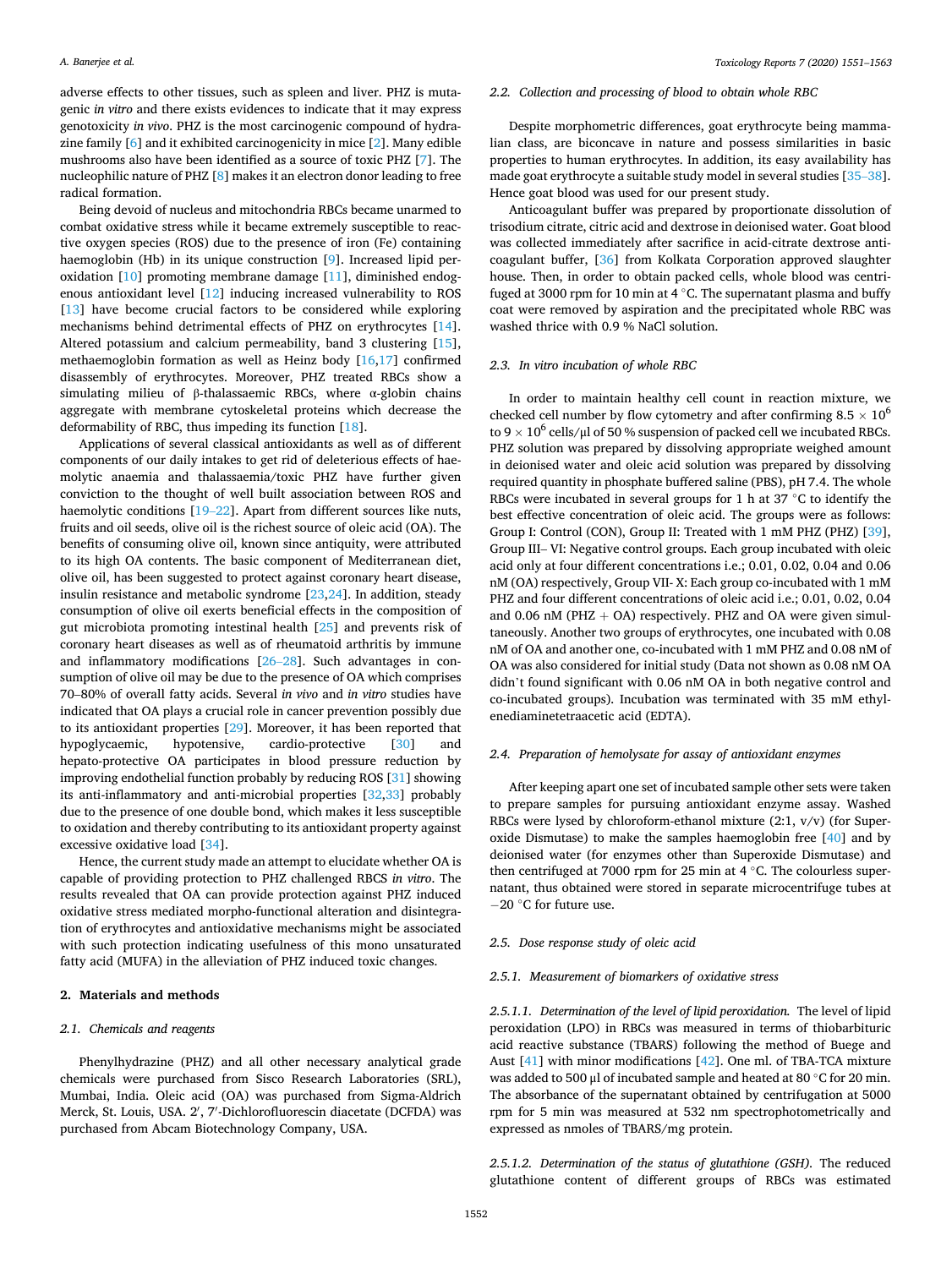adverse effects to other tissues, such as spleen and liver. PHZ is mutagenic *in vitro* and there exists evidences to indicate that it may express genotoxicity *in vivo*. PHZ is the most carcinogenic compound of hydrazine family [6] and it exhibited carcinogenicity in mice [2]. Many edible mushrooms also have been identified as a source of toxic PHZ [7]. The nucleophilic nature of PHZ [8] makes it an electron donor leading to free radical formation.

Being devoid of nucleus and mitochondria RBCs became unarmed to combat oxidative stress while it became extremely susceptible to reactive oxygen species (ROS) due to the presence of iron (Fe) containing haemoglobin (Hb) in its unique construction [9]. Increased lipid peroxidation [10] promoting membrane damage [11], diminished endogenous antioxidant level [12] inducing increased vulnerability to ROS [13] have become crucial factors to be considered while exploring mechanisms behind detrimental effects of PHZ on erythrocytes [14]. Altered potassium and calcium permeability, band 3 clustering [15], methaemoglobin formation as well as Heinz body [16,17] confirmed disassembly of erythrocytes. Moreover, PHZ treated RBCs show a simulating milieu of β-thalassaemic RBCs, where α-globin chains aggregate with membrane cytoskeletal proteins which decrease the deformability of RBC, thus impeding its function [18].

Applications of several classical antioxidants as well as of different components of our daily intakes to get rid of deleterious effects of haemolytic anaemia and thalassaemia/toxic PHZ have further given conviction to the thought of well built association between ROS and haemolytic conditions [19–22]. Apart from different sources like nuts, fruits and oil seeds, olive oil is the richest source of oleic acid (OA). The benefits of consuming olive oil, known since antiquity, were attributed to its high OA contents. The basic component of Mediterranean diet, olive oil, has been suggested to protect against coronary heart disease, insulin resistance and metabolic syndrome [23,24]. In addition, steady consumption of olive oil exerts beneficial effects in the composition of gut microbiota promoting intestinal health [25] and prevents risk of coronary heart diseases as well as of rheumatoid arthritis by immune and inflammatory modifications [26–28]. Such advantages in consumption of olive oil may be due to the presence of OA which comprises 70–80% of overall fatty acids. Several *in vivo* and *in vitro* studies have indicated that OA plays a crucial role in cancer prevention possibly due to its antioxidant properties [29]. Moreover, it has been reported that hypoglycaemic, hypotensive, cardio-protective [30] and hepato-protective OA participates in blood pressure reduction by improving endothelial function probably by reducing ROS [31] showing its anti-inflammatory and anti-microbial properties [32,33] probably due to the presence of one double bond, which makes it less susceptible to oxidation and thereby contributing to its antioxidant property against excessive oxidative load [34].

Hence, the current study made an attempt to elucidate whether OA is capable of providing protection to PHZ challenged RBCS *in vitro*. The results revealed that OA can provide protection against PHZ induced oxidative stress mediated morpho-functional alteration and disintegration of erythrocytes and antioxidative mechanisms might be associated with such protection indicating usefulness of this mono unsaturated fatty acid (MUFA) in the alleviation of PHZ induced toxic changes.

## 2. Materials and methods

### 2.1. Chemicals and reagents

Phenylhydrazine (PHZ) and all other necessary analytical grade chemicals were purchased from Sisco Research Laboratories (SRL), Mumbai, India. Oleic acid (OA) was purchased from Sigma-Aldrich Merck, St. Louis, USA. 2′, 7′-Dichlorofluorescin diacetate (DCFDA) was purchased from Abcam Biotechnology Company, USA.

### 2.2. Collection and processing of blood to obtain whole RBC

Despite morphometric differences, goat erythrocyte being mammalian class, are biconcave in nature and possess similarities in basic properties to human erythrocytes. In addition, its easy availability has made goat erythrocyte a suitable study model in several studies [35–38]. Hence goat blood was used for our present study.

Anticoagulant buffer was prepared by proportionate dissolution of trisodium citrate, citric acid and dextrose in deionised water. Goat blood was collected immediately after sacrifice in acid-citrate dextrose anticoagulant buffer, [36] from Kolkata Corporation approved slaughter house. Then, in order to obtain packed cells, whole blood was centrifuged at 3000 rpm for 10 min at 4 °C. The supernatant plasma and buffy coat were removed by aspiration and the precipitated whole RBC was washed thrice with 0.9 % NaCl solution.

### 2.3. In vitro incubation of whole RBC

In order to maintain healthy cell count in reaction mixture, we checked cell number by flow cytometry and after confirming $8.5 \times 10^6$ to $9 \times 10^6$ cells/μl of 50 % suspension of packed cell we incubated RBCs. PHZ solution was prepared by dissolving appropriate weighed amount in deionised water and oleic acid solution was prepared by dissolving required quantity in phosphate buffered saline (PBS), pH 7.4. The whole RBCs were incubated in several groups for 1 h at 37 °C to identify the best effective concentration of oleic acid. The groups were as follows: Group I: Control (CON), Group II: Treated with 1 mM PHZ (PHZ) [39], Group III– VI: Negative control groups. Each group incubated with oleic acid only at four different concentrations i.e.; 0.01, 0.02, 0.04 and 0.06 nM (OA) respectively, Group VII- X: Each group co-incubated with 1 mM PHZ and four different concentrations of oleic acid i.e.; 0.01, 0.02, 0.04 and 0.06 nM (PHZ + OA) respectively. PHZ and OA were given simultaneously. Another two groups of erythrocytes, one incubated with 0.08 nM of OA and another one, co-incubated with 1 mM PHZ and 0.08 nM of OA was also considered for initial study (Data not shown as 0.08 nM OA didn't found significant with 0.06 nM OA in both negative control and co-incubated groups). Incubation was terminated with 35 mM ethylenediaminetetraacetic acid (EDTA).

### 2.4. Preparation of hemolysate for assay of antioxidant enzymes

After keeping apart one set of incubated sample other sets were taken to prepare samples for pursuing antioxidant enzyme assay. Washed RBCs were lysed by chloroform-ethanol mixture (2:1, v/v) (for Superoxide Dismutase) to make the samples haemoglobin free [40] and by deionised water (for enzymes other than Superoxide Dismutase) and then centrifuged at 7000 rpm for 25 min at 4 °C. The colourless supernatant, thus obtained were stored in separate microcentrifuge tubes at −20 °C for future use.

### 2.5. Dose response study of oleic acid

#### 2.5.1. Measurement of biomarkers of oxidative stress

*2.5.1.1. Determination of the level of lipid peroxidation.* The level of lipid peroxidation (LPO) in RBCs was measured in terms of thiobarbituric acid reactive substance (TBARS) following the method of Buege and Aust [41] with minor modifications [42]. One ml. of TBA-TCA mixture was added to 500 μl of incubated sample and heated at 80 °C for 20 min. The absorbance of the supernatant obtained by centrifugation at 5000 rpm for 5 min was measured at 532 nm spectrophotometrically and expressed as nmoles of TBARS/mg protein.

*2.5.1.2. Determination of the status of glutathione (GSH).* The reduced glutathione content of different groups of RBCs was estimated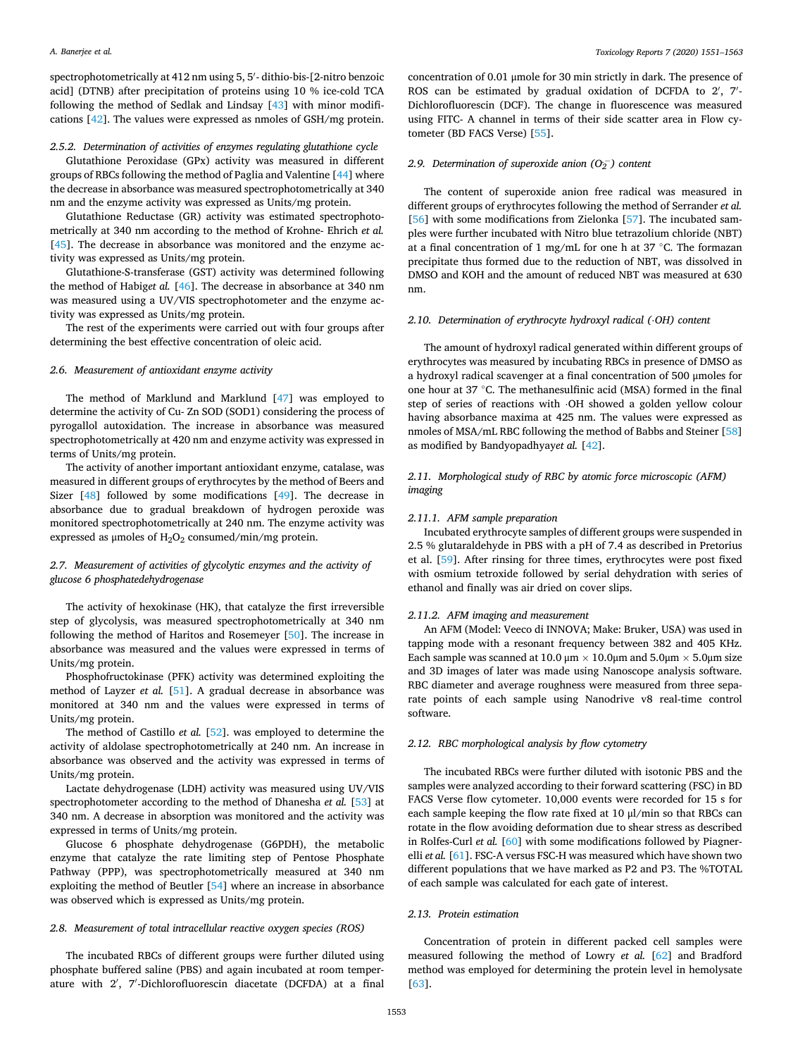spectrophotometrically at 412 nm using 5, 5′- dithio-bis-[2-nitro benzoic acid] (DTNB) after precipitation of proteins using 10 % ice-cold TCA following the method of Sedlak and Lindsay [43] with minor modifications [42]. The values were expressed as nmoles of GSH/mg protein.

### 2.5.2. Determination of activities of enzymes regulating glutathione cycle

Glutathione Peroxidase (GPx) activity was measured in different groups of RBCs following the method of Paglia and Valentine [44] where the decrease in absorbance was measured spectrophotometrically at 340 nm and the enzyme activity was expressed as Units/mg protein.

Glutathione Reductase (GR) activity was estimated spectrophotometrically at 340 nm according to the method of Krohne- Ehrich *et al.* [45]. The decrease in absorbance was monitored and the enzyme activity was expressed as Units/mg protein.

Glutathione-S-transferase (GST) activity was determined following the method of Habig*et al.* [46]. The decrease in absorbance at 340 nm was measured using a UV/VIS spectrophotometer and the enzyme activity was expressed as Units/mg protein.

The rest of the experiments were carried out with four groups after determining the best effective concentration of oleic acid.

## 2.6. Measurement of antioxidant enzyme activity

The method of Marklund and Marklund [47] was employed to determine the activity of Cu- Zn SOD (SOD1) considering the process of pyrogallol autoxidation. The increase in absorbance was measured spectrophotometrically at 420 nm and enzyme activity was expressed in terms of Units/mg protein.

The activity of another important antioxidant enzyme, catalase, was measured in different groups of erythrocytes by the method of Beers and Sizer [48] followed by some modifications [49]. The decrease in absorbance due to gradual breakdown of hydrogen peroxide was monitored spectrophotometrically at 240 nm. The enzyme activity was expressed as μmoles of $H_2O_2$ consumed/min/mg protein.

## 2.7. Measurement of activities of glycolytic enzymes and the activity of glucose 6 phosphatedehydrogenase

The activity of hexokinase (HK), that catalyze the first irreversible step of glycolysis, was measured spectrophotometrically at 340 nm following the method of Haritos and Rosemeyer [50]. The increase in absorbance was measured and the values were expressed in terms of Units/mg protein.

Phosphofructokinase (PFK) activity was determined exploiting the method of Layzer *et al.* [51]. A gradual decrease in absorbance was monitored at 340 nm and the values were expressed in terms of Units/mg protein.

The method of Castillo *et al.* [52]. was employed to determine the activity of aldolase spectrophotometrically at 240 nm. An increase in absorbance was observed and the activity was expressed in terms of Units/mg protein.

Lactate dehydrogenase (LDH) activity was measured using UV/VIS spectrophotometer according to the method of Dhanesha *et al.* [53] at 340 nm. A decrease in absorption was monitored and the activity was expressed in terms of Units/mg protein.

Glucose 6 phosphate dehydrogenase (G6PDH), the metabolic enzyme that catalyze the rate limiting step of Pentose Phosphate Pathway (PPP), was spectrophotometrically measured at 340 nm exploiting the method of Beutler [54] where an increase in absorbance was observed which is expressed as Units/mg protein.

## 2.8. Measurement of total intracellular reactive oxygen species (ROS)

The incubated RBCs of different groups were further diluted using phosphate buffered saline (PBS) and again incubated at room temperature with 2′, 7′-Dichlorofluorescin diacetate (DCFDA) at a final concentration of 0.01 μmole for 30 min strictly in dark. The presence of ROS can be estimated by gradual oxidation of DCFDA to 2′, 7′-Dichlorofluorescin (DCF). The change in fluorescence was measured using FITC- A channel in terms of their side scatter area in Flow cytometer (BD FACS Verse) [55].

## 2.9. Determination of superoxide anion ($O_2^-$) content

The content of superoxide anion free radical was measured in different groups of erythrocytes following the method of Serrander *et al.* [56] with some modifications from Zielonka [57]. The incubated samples were further incubated with Nitro blue tetrazolium chloride (NBT) at a final concentration of 1 mg/mL for one h at 37 °C. The formazan precipitate thus formed due to the reduction of NBT, was dissolved in DMSO and KOH and the amount of reduced NBT was measured at 630 nm.

## 2.10. Determination of erythrocyte hydroxyl radical (·OH) content

The amount of hydroxyl radical generated within different groups of erythrocytes was measured by incubating RBCs in presence of DMSO as a hydroxyl radical scavenger at a final concentration of 500 μmoles for one hour at 37 °C. The methanesulfinic acid (MSA) formed in the final step of series of reactions with ·OH showed a golden yellow colour having absorbance maxima at 425 nm. The values were expressed as nmoles of MSA/mL RBC following the method of Babbs and Steiner [58] as modified by Bandyopadhyay*et al.* [42].

## 2.11. Morphological study of RBC by atomic force microscopic (AFM) imaging

### 2.11.1. AFM sample preparation

Incubated erythrocyte samples of different groups were suspended in 2.5 % glutaraldehyde in PBS with a pH of 7.4 as described in Pretorius et al. [59]. After rinsing for three times, erythrocytes were post fixed with osmium tetroxide followed by serial dehydration with series of ethanol and finally was air dried on cover slips.

### 2.11.2. AFM imaging and measurement

An AFM (Model: Veeco di INNOVA; Make: Bruker, USA) was used in tapping mode with a resonant frequency between 382 and 405 KHz. Each sample was scanned at 10.0 μm × 10.0μm and 5.0μm × 5.0μm size and 3D images of later was made using Nanoscope analysis software. RBC diameter and average roughness were measured from three separate points of each sample using Nanodrive v8 real-time control software.

## 2.12. RBC morphological analysis by flow cytometry

The incubated RBCs were further diluted with isotonic PBS and the samples were analyzed according to their forward scattering (FSC) in BD FACS Verse flow cytometer. 10,000 events were recorded for 15 s for each sample keeping the flow rate fixed at 10 μl/min so that RBCs can rotate in the flow avoiding deformation due to shear stress as described in Rolfes-Curl *et al.* [60] with some modifications followed by Piagnerelli *et al.* [61]. FSC-A versus FSC-H was measured which have shown two different populations that we have marked as P2 and P3. The %TOTAL of each sample was calculated for each gate of interest.

## 2.13. Protein estimation

Concentration of protein in different packed cell samples were measured following the method of Lowry *et al.* [62] and Bradford method was employed for determining the protein level in hemolysate [63].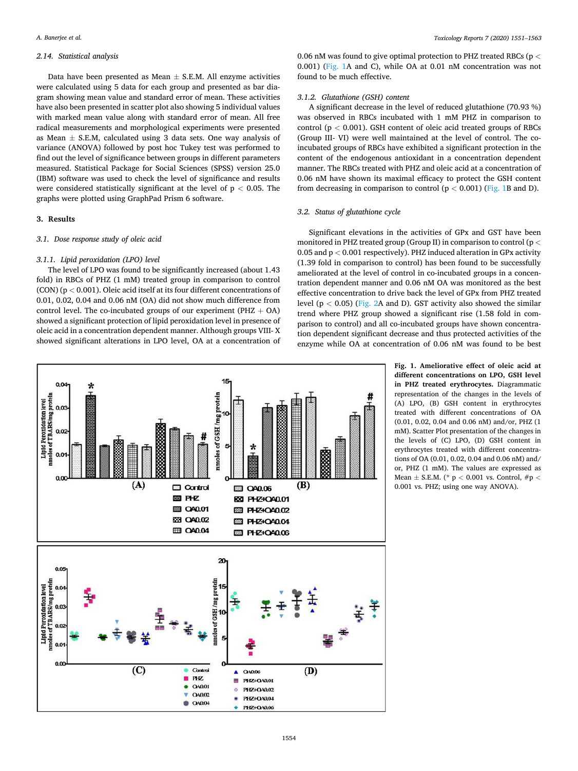### 2.14. Statistical analysis

Data have been presented as Mean ± S.E.M. All enzyme activities were calculated using 5 data for each group and presented as bar diagram showing mean value and standard error of mean. These activities have also been presented in scatter plot also showing 5 individual values with marked mean value along with standard error of mean. All free radical measurements and morphological experiments were presented as Mean ± S.E.M, calculated using 3 data sets. One way analysis of variance (ANOVA) followed by post hoc Tukey test was performed to find out the level of significance between groups in different parameters measured. Statistical Package for Social Sciences (SPSS) version 25.0 (IBM) software was used to check the level of significance and results were considered statistically significant at the level of $p < 0.05$. The graphs were plotted using GraphPad Prism 6 software.

## 3. Results

### 3.1. Dose response study of oleic acid

#### 3.1.1. Lipid peroxidation (LPO) level

The level of LPO was found to be significantly increased (about 1.43 fold) in RBCs of PHZ (1 mM) treated group in comparison to control (CON) ($p < 0.001$). Oleic acid itself at its four different concentrations of 0.01, 0.02, 0.04 and 0.06 nM (OA) did not show much difference from control level. The co-incubated groups of our experiment (PHZ + OA) showed a significant protection of lipid peroxidation level in presence of oleic acid in a concentration dependent manner. Although groups VIII- X showed significant alterations in LPO level, OA at a concentration of 0.06 nM was found to give optimal protection to PHZ treated RBCs ($p < 0.001$) (Fig. 1A and C), while OA at 0.01 nM concentration was not found to be much effective.

#### 3.1.2. Glutathione (GSH) content

A significant decrease in the level of reduced glutathione (70.93 %) was observed in RBCs incubated with 1 mM PHZ in comparison to control ($p < 0.001$). GSH content of oleic acid treated groups of RBCs (Group III- VI) were well maintained at the level of control. The co-incubated groups of RBCs have exhibited a significant protection in the content of the endogenous antioxidant in a concentration dependent manner. The RBCs treated with PHZ and oleic acid at a concentration of 0.06 nM have shown its maximal efficacy to protect the GSH content from decreasing in comparison to control ($p < 0.001$) (Fig. 1B and D).

### 3.2. Status of glutathione cycle

Significant elevations in the activities of GPx and GST have been monitored in PHZ treated group (Group II) in comparison to control ($p < 0.05$ and $p < 0.001$ respectively). PHZ induced alteration in GPx activity (1.39 fold in comparison to control) has been found to be successfully ameliorated at the level of control in co-incubated groups in a concentration dependent manner and 0.06 nM OA was monitored as the best effective concentration to drive back the level of GPx from PHZ treated level ($p < 0.05$) (Fig. 2A and D). GST activity also showed the similar trend where PHZ group showed a significant rise (1.58 fold in comparison to control) and all co-incubated groups have shown concentration dependent significant decrease and thus protected activities of the enzyme while OA at concentration of 0.06 nM was found to be best

**Fig. 1. Ameliorative effect of oleic acid at different concentrations on LPO, GSH level in PHZ treated erythrocytes.** Diagrammatic representation of the changes in the levels of (A) LPO, (B) GSH content in erythrocytes treated with different concentrations of OA (0.01, 0.02, 0.04 and 0.06 nM) and/or, PHZ (1 mM). Scatter Plot presentation of the changes in the levels of (C) LPO, (D) GSH content in erythrocytes treated with different concentrations of OA (0.01, 0.02, 0.04 and 0.06 nM) and/or, PHZ (1 mM). The values are expressed as Mean ± S.E.M. (* $p < 0.001$ vs. Control, # $p < 0.001$ vs. PHZ; using one way ANOVA).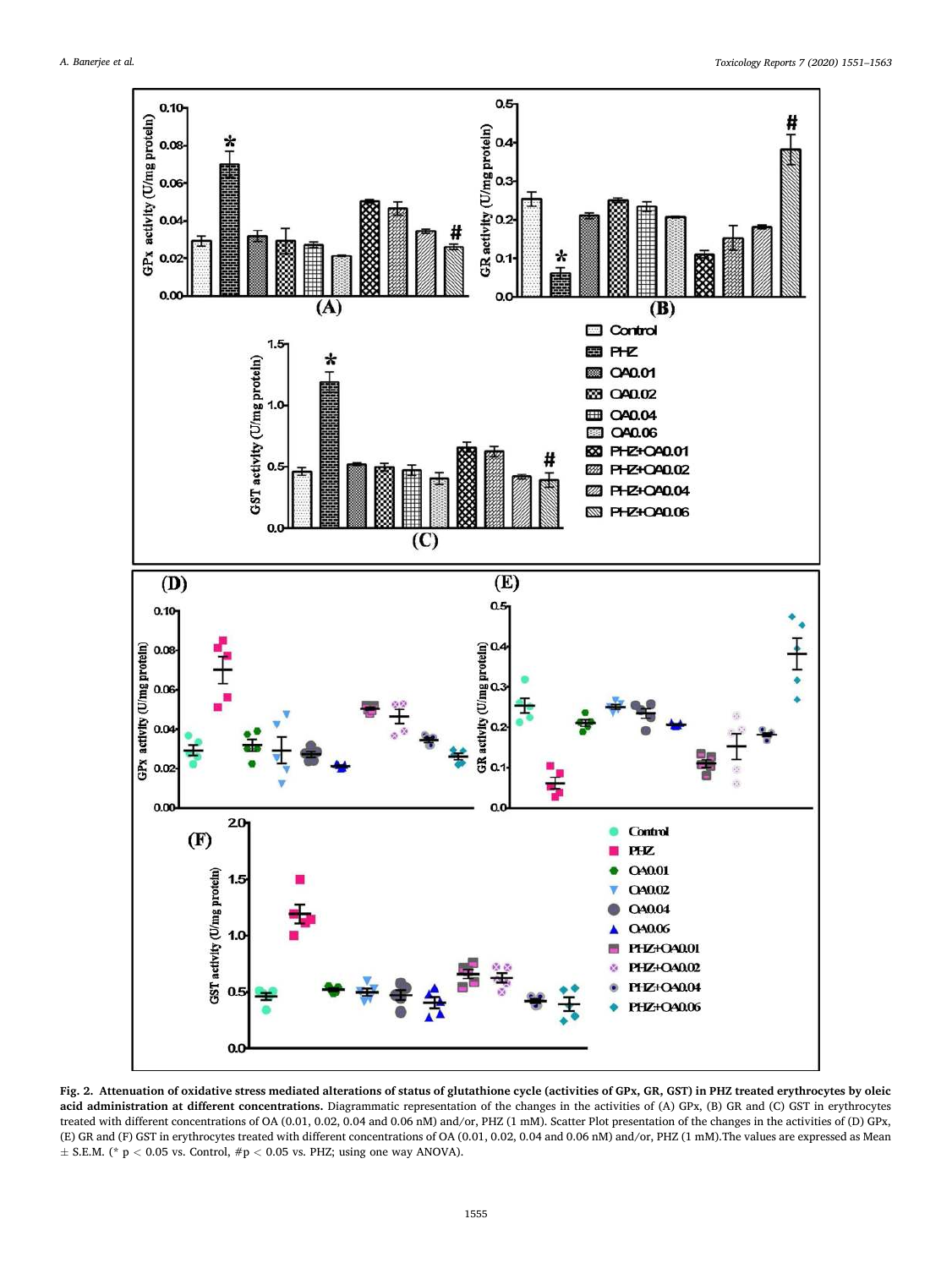**Fig. 2. Attenuation of oxidative stress mediated alterations of status of glutathione cycle (activities of GPx, GR, GST) in PHZ treated erythrocytes by oleic acid administration at different concentrations.** Diagrammatic representation of the changes in the activities of (A) GPx, (B) GR and (C) GST in erythrocytes treated with different concentrations of OA (0.01, 0.02, 0.04 and 0.06 nM) and/or, PHZ (1 mM). Scatter Plot presentation of the changes in the activities of (D) GPx, (E) GR and (F) GST in erythrocytes treated with different concentrations of OA (0.01, 0.02, 0.04 and 0.06 nM) and/or, PHZ (1 mM).The values are expressed as Mean ± S.E.M. (* $p < 0.05$ vs. Control, # $p < 0.05$ vs. PHZ; using one way ANOVA).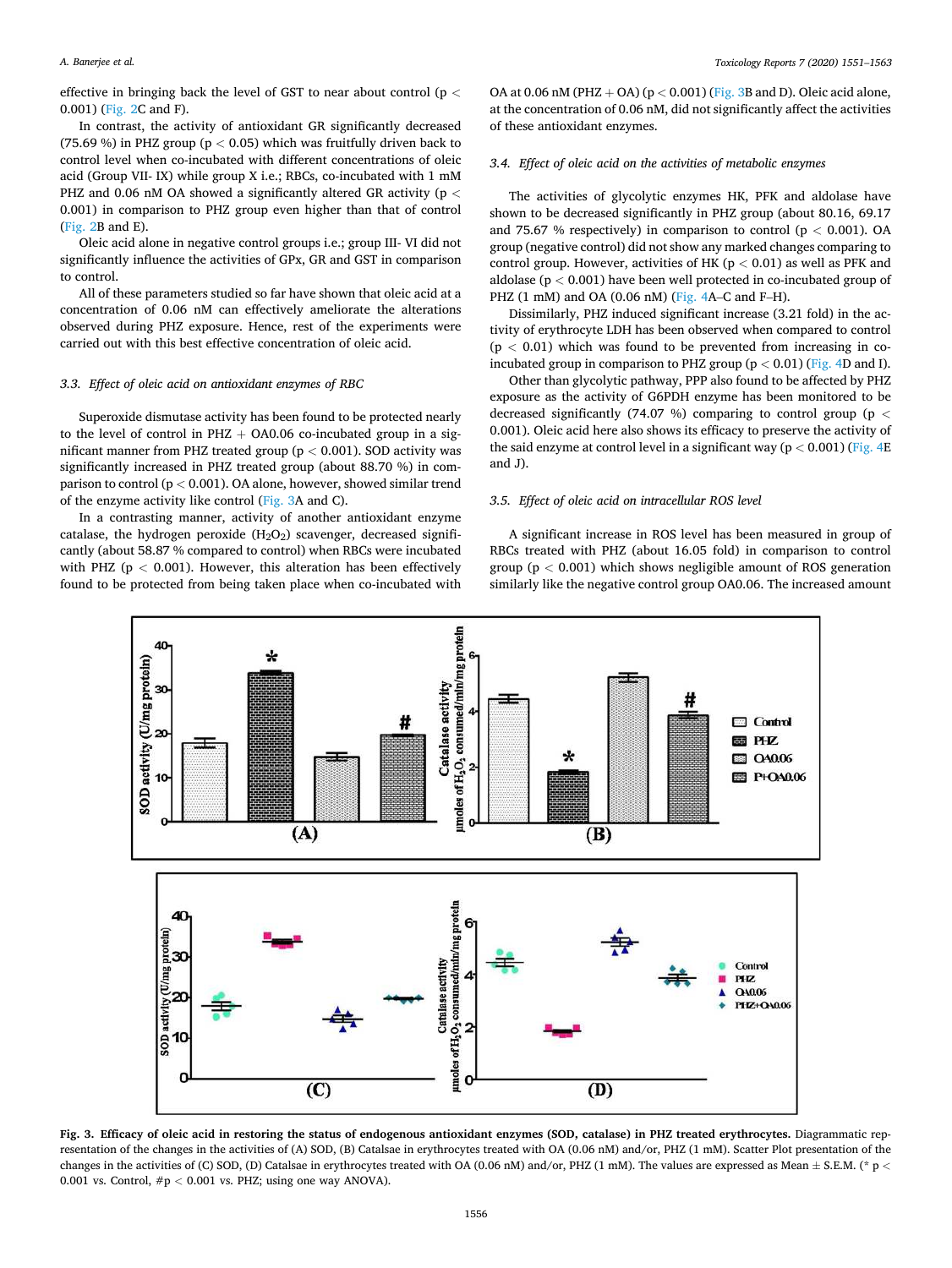effective in bringing back the level of GST to near about control ($p < 0.001$) (Fig. 2C and F).

In contrast, the activity of antioxidant GR significantly decreased (75.69 %) in PHZ group ($p < 0.05$) which was fruitfully driven back to control level when co-incubated with different concentrations of oleic acid (Group VII- IX) while group X i.e.; RBCs, co-incubated with 1 mM PHZ and 0.06 nM OA showed a significantly altered GR activity ($p < 0.001$) in comparison to PHZ group even higher than that of control (Fig. 2B and E).

Oleic acid alone in negative control groups i.e.; group III- VI did not significantly influence the activities of GPx, GR and GST in comparison to control.

All of these parameters studied so far have shown that oleic acid at a concentration of 0.06 nM can effectively ameliorate the alterations observed during PHZ exposure. Hence, rest of the experiments were carried out with this best effective concentration of oleic acid.

### 3.3. Effect of oleic acid on antioxidant enzymes of RBC

Superoxide dismutase activity has been found to be protected nearly to the level of control in PHZ + OA0.06 co-incubated group ($p < 0.001$) in a significant manner from PHZ treated group ($p < 0.001$). SOD activity was significantly increased in PHZ treated group (about 88.70 %) in comparison to control ($p < 0.001$). OA alone, however, showed similar trend of the enzyme activity like control (Fig. 3A and C).

In a contrasting manner, activity of another antioxidant enzyme catalase, the hydrogen peroxide ($H_2O_2$) scavenger, decreased significantly (about 58.87 % compared to control) when RBCs were incubated with PHZ ($p < 0.001$). However, this alteration has been effectively found to be protected from being taken place when co-incubated with OA at 0.06 nM (PHZ + OA) ($p < 0.001$) (Fig. 3B and D). Oleic acid alone, at the concentration of 0.06 nM, did not significantly affect the activities of these antioxidant enzymes.

### 3.4. Effect of oleic acid on the activities of metabolic enzymes

The activities of glycolytic enzymes HK, PFK and aldolase have shown to be decreased significantly in PHZ group (about 80.16, 69.17 and 75.67 % respectively) in comparison to control ($p < 0.001$). OA group (negative control) did not show any marked changes comparing to control group. However, activities of HK ($p < 0.01$) as well as PFK and aldolase ($p < 0.001$) have been well protected in co-incubated group of PHZ (1 mM) and OA (0.06 nM) (Fig. 4A–C and F–H).

Dissimilarly, PHZ induced significant increase (3.21 fold) in the activity of erythrocyte LDH has been observed when compared to control ($p < 0.01$) which was found to be prevented from increasing in co-incubated group in comparison to PHZ group ($p < 0.01$) (Fig. 4D and I).

Other than glycolytic pathway, PPP also found to be affected by PHZ exposure as the activity of G6PDH enzyme has been monitored to be decreased significantly (74.07 %) comparing to control group ($p < 0.001$). Oleic acid here also shows its efficacy to preserve the activity of the said enzyme at control level in a significant way ($p < 0.001$) (Fig. 4E and J).

### 3.5. Effect of oleic acid on intracellular ROS level

A significant increase in ROS level has been measured in group of RBCs treated with PHZ (about 16.05 fold) in comparison to control group ($p < 0.001$) which shows negligible amount of ROS generation similarly like the negative control group OA0.06. The increased amount

**Fig. 3. Efficacy of oleic acid in restoring the status of endogenous antioxidant enzymes (SOD, catalase) in PHZ treated erythrocytes.** Diagrammatic representation of the changes in the activities of (A) SOD, (B) Catalsae in erythrocytes treated with OA (0.06 nM) and/or, PHZ (1 mM). Scatter Plot presentation of the changes in the activities of (C) SOD, (D) Catalsae in erythrocytes treated with OA (0.06 nM) and/or, PHZ (1 mM). The values are expressed as Mean ± S.E.M. (* $p < 0.001$ vs. Control, # $p < 0.001$ vs. PHZ; using one way ANOVA).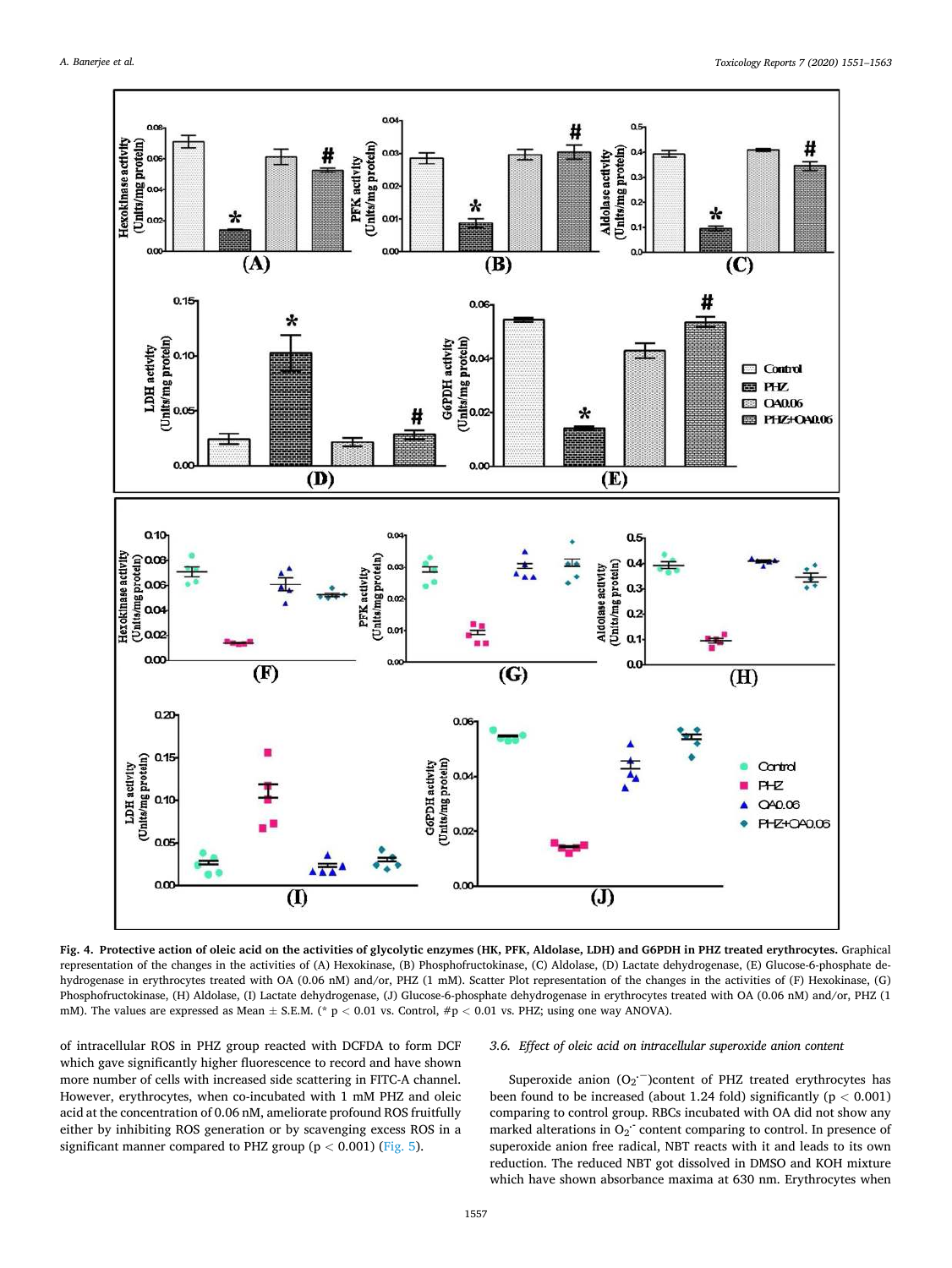**Fig. 4. Protective action of oleic acid on the activities of glycolytic enzymes (HK, PFK, Aldolase, LDH) and G6PDH in PHZ treated erythrocytes.** Graphical representation of the changes in the activities of (A) Hexokinase, (B) Phosphofructokinase, (C) Aldolase, (D) Lactate dehydrogenase, (E) Glucose-6-phosphate dehydrogenase in erythrocytes treated with OA (0.06 nM) and/or, PHZ (1 mM). Scatter Plot representation of the changes in the activities of (F) Hexokinase, (G) Phosphofructokinase, (H) Aldolase, (I) Lactate dehydrogenase, (J) Glucose-6-phosphate dehydrogenase in erythrocytes treated with OA (0.06 nM) and/or, PHZ (1 mM). The values are expressed as Mean ± S.E.M. (* $p < 0.01$ vs. Control, # $p < 0.01$ vs. PHZ; using one way ANOVA).

of intracellular ROS in PHZ group reacted with DCFDA to form DCF which gave significantly higher fluorescence to record and have shown more number of cells with increased side scattering in FITC-A channel. However, erythrocytes, when co-incubated with 1 mM PHZ and oleic acid at the concentration of 0.06 nM, ameliorate profound ROS fruitfully either by inhibiting ROS generation or by scavenging excess ROS in a significant manner compared to PHZ group ($p < 0.001$) (Fig. 5).

### 3.6. Effect of oleic acid on intracellular superoxide anion content

Superoxide anion ($O_2^{\cdot -}$)content of PHZ treated erythrocytes has been found to be increased (about 1.24 fold) significantly ($p < 0.001$) comparing to control group. RBCs incubated with OA did not show any marked alterations in $O_2^{\cdot -}$ content comparing to control. In presence of superoxide anion free radical, NBT reacts with it and leads to its own reduction. The reduced NBT got dissolved in DMSO and KOH mixture which have shown absorbance maxima at 630 nm. Erythrocytes when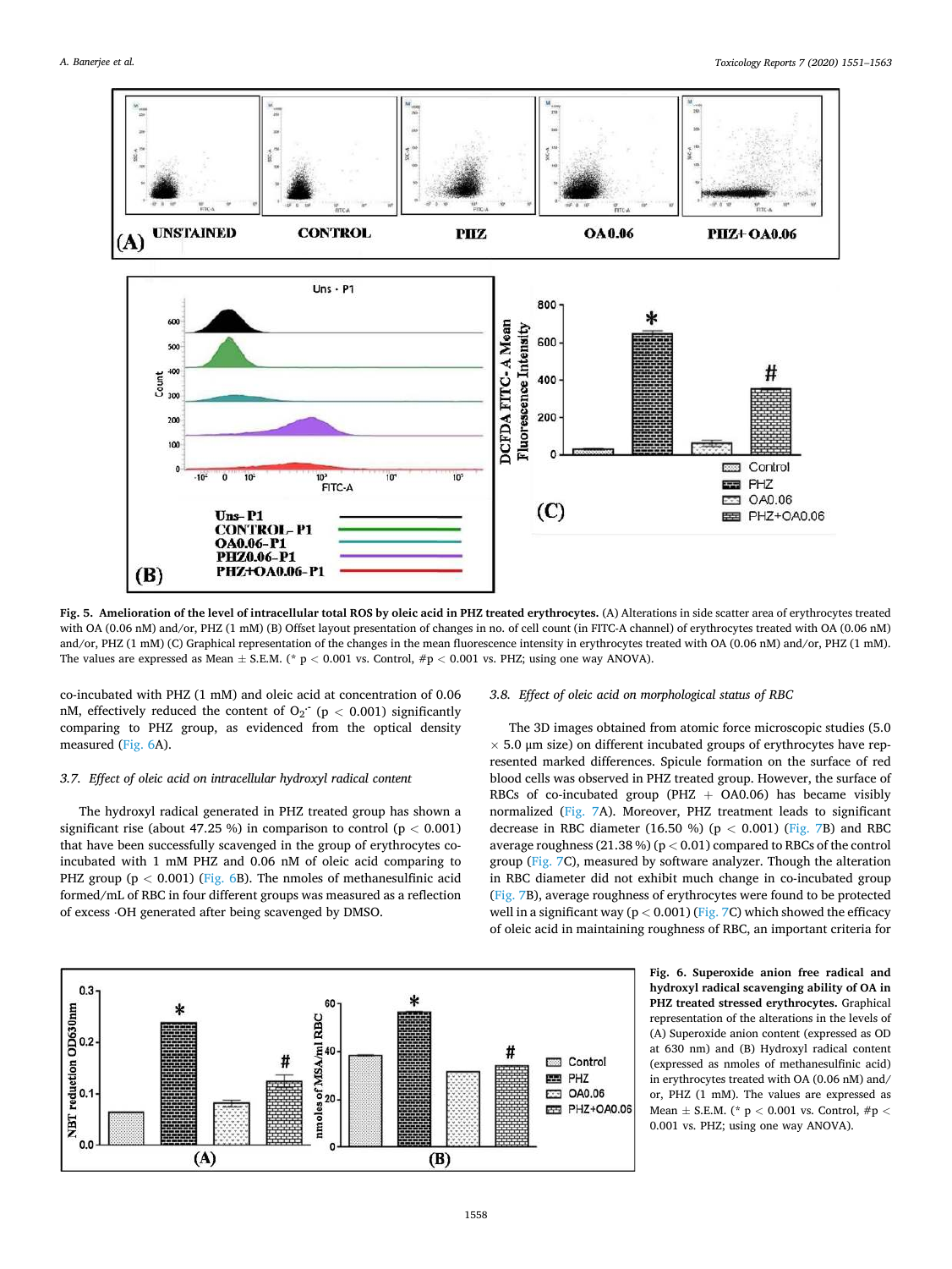**Fig. 5. Amelioration of the level of intracellular total ROS by oleic acid in PHZ treated erythrocytes.** (A) Alterations in side scatter area of erythrocytes treated with OA (0.06 nM) and/or, PHZ (1 mM) (B) Offset layout presentation of changes in no. of cell count (in FITC-A channel) of erythrocytes treated with OA (0.06 nM) and/or, PHZ (1 mM) (C) Graphical representation of the changes in the mean fluorescence intensity in erythrocytes treated with OA (0.06 nM) and/or, PHZ (1 mM). The values are expressed as Mean ± S.E.M. (* $p < 0.001$ vs. Control, #$p < 0.001$ vs. PHZ; using one way ANOVA).

co-incubated with PHZ (1 mM) and oleic acid at concentration of 0.06 nM, effectively reduced the content of $O_2^{\cdot-}$ ($p < 0.001$) significantly comparing to PHZ group, as evidenced from the optical density measured (Fig. 6A).

### 3.7. Effect of oleic acid on intracellular hydroxyl radical content

The hydroxyl radical generated in PHZ treated group has shown a significant rise (about 47.25 %) in comparison to control ($p < 0.001$) that have been successfully scavenged in the group of erythrocytes co-incubated with 1 mM PHZ and 0.06 nM of oleic acid comparing to PHZ group ($p < 0.001$) (Fig. 6B). The nmoles of methanesulfinic acid formed/mL of RBC in four different groups was measured as a reflection of excess ·OH generated after being scavenged by DMSO.

### 3.8. Effect of oleic acid on morphological status of RBC

The 3D images obtained from atomic force microscopic studies (5.0 × 5.0 μm size) on different incubated groups of erythrocytes have represented marked differences. Spicule formation on the surface of red blood cells was observed in PHZ treated group. However, the surface of RBCs of co-incubated group (PHZ + OA0.06) has became visibly normalized (Fig. 7A). Moreover, PHZ treatment leads to significant decrease in RBC diameter (16.50 %) ($p < 0.001$) (Fig. 7B) and RBC average roughness (21.38 %) ($p < 0.01$) compared to RBCs of the control group (Fig. 7C), measured by software analyzer. Though the alteration in RBC diameter did not exhibit much change in co-incubated group (Fig. 7B), average roughness of erythrocytes were found to be protected well in a significant way ($p < 0.001$) (Fig. 7C) which showed the efficacy of oleic acid in maintaining roughness of RBC, an important criteria for

**Fig. 6. Superoxide anion free radical and hydroxyl radical scavenging ability of OA in PHZ treated stressed erythrocytes.** Graphical representation of the alterations in the levels of (A) Superoxide anion content (expressed as OD at 630 nm) and (B) Hydroxyl radical content (expressed as nmoles of methanesulfinic acid) in erythrocytes treated with OA (0.06 nM) and/or, PHZ (1 mM). The values are expressed as Mean ± S.E.M. (* $p < 0.001$ vs. Control, #$p < 0.001$ vs. PHZ; using one way ANOVA).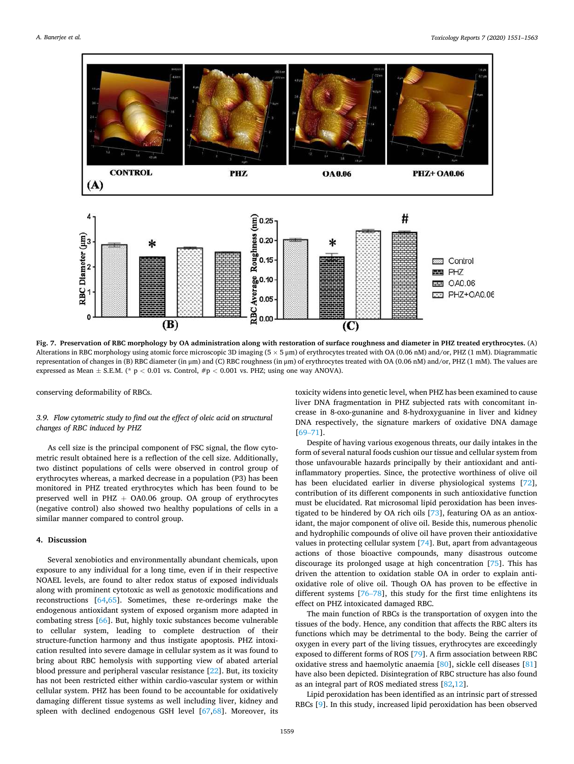**Fig. 7. Preservation of RBC morphology by OA administration along with restoration of surface roughness and diameter in PHZ treated erythrocytes.** (A) Alterations in RBC morphology using atomic force microscopic 3D imaging (5 × 5 μm) of erythrocytes treated with OA (0.06 nM) and/or, PHZ (1 mM). Diagrammatic representation of changes in (B) RBC diameter (in μm) and (C) RBC roughness (in μm) of erythrocytes treated with OA (0.06 nM) and/or, PHZ (1 mM). The values are expressed as Mean ± S.E.M. (* $p < 0.01$ vs. Control, # $p < 0.001$ vs. PHZ; using one way ANOVA).

conserving deformability of RBCs.

### 3.9. Flow cytometric study to find out the effect of oleic acid on structural changes of RBC induced by PHZ

As cell size is the principal component of FSC signal, the flow cytometric result obtained here is a reflection of the cell size. Additionally, two distinct populations of cells were observed in control group of erythrocytes whereas, a marked decrease in a population (P3) has been monitored in PHZ treated erythrocytes which has been found to be preserved well in PHZ + OA0.06 group. OA group of erythrocytes (negative control) also showed two healthy populations of cells in a similar manner compared to control group.

## 4. Discussion

Several xenobiotics and environmentally abundant chemicals, upon exposure to any individual for a long time, even if in their respective NOAEL levels, are found to alter redox status of exposed individuals along with prominent cytotoxic as well as genotoxic modifications and reconstructions [64,65]. Sometimes, these re-orderings make the endogenous antioxidant system of exposed organism more adapted in combating stress [66]. But, highly toxic substances become vulnerable to cellular system, leading to complete destruction of their structure-function harmony and thus instigate apoptosis. PHZ intoxication resulted into severe damage in cellular system as it was found to bring about RBC hemolysis with supporting view of abated arterial blood pressure and peripheral vascular resistance [22]. But, its toxicity has not been restricted either within cardio-vascular system or within cellular system. PHZ has been found to be accountable for oxidatively damaging different tissue systems as well including liver, kidney and spleen with declined endogenous GSH level [67,68]. Moreover, its toxicity widens into genetic level, when PHZ has been examined to cause liver DNA fragmentation in PHZ subjected rats with concomitant increase in 8-oxo-gunanine and 8-hydroxyguanine in liver and kidney DNA respectively, the signature markers of oxidative DNA damage [69–71].

Despite of having various exogenous threats, our daily intakes in the form of several natural foods cushion our tissue and cellular system from those unfavourable hazards principally by their antioxidant and anti-inflammatory properties. Since, the protective worthiness of olive oil has been elucidated earlier in diverse physiological systems [72], contribution of its different components in such antioxidative function must be elucidated. Rat microsomal lipid peroxidation has been investigated to be hindered by OA rich oils [73], featuring OA as an antioxidant, the major component of olive oil. Beside this, numerous phenolic and hydrophilic compounds of olive oil have proven their antioxidative values in protecting cellular system [74]. But, apart from advantageous actions of those bioactive compounds, many disastrous outcome discourage its prolonged usage at high concentration [75]. This has driven the attention to oxidation stable OA in order to explain antioxidative role of olive oil. Though OA has proven to be effective in different systems [76–78], this study for the first time enlightens its effect on PHZ intoxicated damaged RBC.

The main function of RBCs is the transportation of oxygen into the tissues of the body. Hence, any condition that affects the RBC alters its functions which may be detrimental to the body. Being the carrier of oxygen in every part of the living tissues, erythrocytes are exceedingly exposed to different forms of ROS [79]. A firm association between RBC oxidative stress and haemolytic anaemia [80], sickle cell diseases [81] have also been depicted. Disintegration of RBC structure has also found as an integral part of ROS mediated stress [82,12].

Lipid peroxidation has been identified as an intrinsic part of stressed RBCs [9]. In this study, increased lipid peroxidation has been observed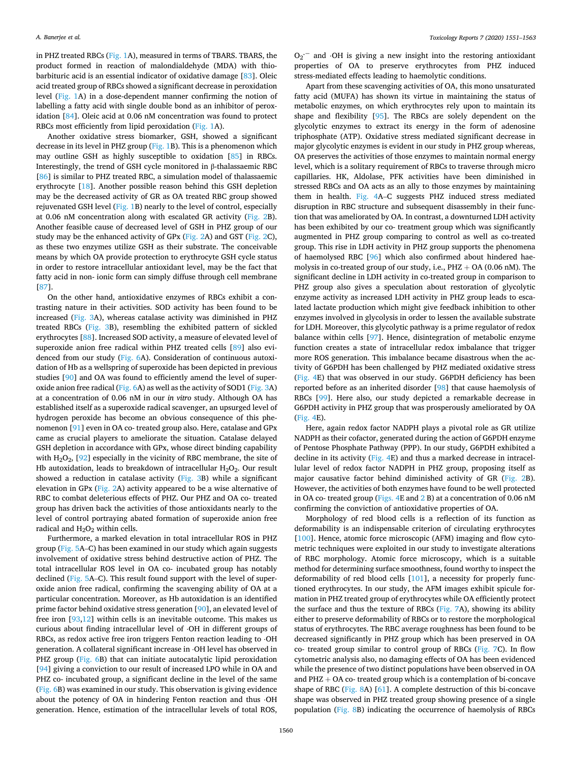in PHZ treated RBCs (Fig. 1A), measured in terms of TBARS. TBARS, the product formed in reaction of malondialdehyde (MDA) with thiobarbituric acid is an essential indicator of oxidative damage [83]. Oleic acid treated group of RBCs showed a significant decrease in peroxidation level (Fig. 1A) in a dose-dependent manner confirming the notion of labelling a fatty acid with single double bond as an inhibitor of peroxidation [84]. Oleic acid at 0.06 nM concentration was found to protect RBCs most efficiently from lipid peroxidation (Fig. 1A).

Another oxidative stress biomarker, GSH, showed a significant decrease in its level in PHZ group (Fig. 1B). This is a phenomenon which may outline GSH as highly susceptible to oxidation [85] in RBCs. Interestingly, the trend of GSH cycle monitored in β-thalassaemic RBC [86] is similar to PHZ treated RBC, a simulation model of thalassaemic erythrocyte [18]. Another possible reason behind this GSH depletion may be the decreased activity of GR as OA treated RBC group showed rejuvenated GSH level (Fig. 1B) nearly to the level of control, especially at 0.06 nM concentration along with escalated GR activity (Fig. 2B). Another feasible cause of decreased level of GSH in PHZ group of our study may be the enhanced activity of GPx (Fig. 2A) and GST (Fig. 2C), as these two enzymes utilize GSH as their substrate. The conceivable means by which OA provide protection to erythrocyte GSH cycle status in order to restore intracellular antioxidant level, may be the fact that fatty acid in non- ionic form can simply diffuse through cell membrane [87].

On the other hand, antioxidative enzymes of RBCs exhibit a contrasting nature in their activities. SOD activity has been found to be increased (Fig. 3A), whereas catalase activity was diminished in PHZ treated RBCs (Fig. 3B), resembling the exhibited pattern of sickled erythrocytes [88]. Increased SOD activity, a measure of elevated level of superoxide anion free radical within PHZ treated cells [89] also evidenced from our study (Fig. 6A). Consideration of continuous autoxidation of Hb as a wellspring of superoxide has been depicted in previous studies [90] and OA was found to efficiently amend the level of superoxide anion free radical (Fig. 6A) as well as the activity of SOD1 (Fig. 3A) at a concentration of 0.06 nM in our *in vitro* study. Although OA has established itself as a superoxide radical scavenger, an upsurged level of hydrogen peroxide has become an obvious consequence of this phenomenon [91] even in OA co- treated group also. Here, catalase and GPx came as crucial players to ameliorate the situation. Catalase delayed GSH depletion in accordance with GPx, whose direct binding capability with $H_2O_2$, [92] especially in the vicinity of RBC membrane, the site of Hb autoxidation, leads to breakdown of intracellular $H_2O_2$. Our result showed a reduction in catalase activity (Fig. 3B) while a significant elevation in GPx (Fig. 2A) activity appeared to be a wise alternative of RBC to combat deleterious effects of PHZ. Our PHZ and OA co- treated group has driven back the activities of those antioxidants nearly to the level of control portraying abated formation of superoxide anion free radical and $H_2O_2$ within cells.

Furthermore, a marked elevation in total intracellular ROS in PHZ group (Fig. 5A–C) has been examined in our study which again suggests involvement of oxidative stress behind destructive action of PHZ. The total intracellular ROS level in OA co- incubated group has notably declined (Fig. 5A–C). This result found support with the level of superoxide anion free radical, confirming the scavenging ability of OA at a particular concentration. Moreover, as Hb autoxidation is an identified prime factor behind oxidative stress generation [90], an elevated level of free iron [93,12] within cells is an inevitable outcome. This makes us curious about finding intracellular level of ·OH in different groups of RBCs, as redox active free iron triggers Fenton reaction leading to ·OH generation. A collateral significant increase in ·OH level has observed in PHZ group (Fig. 6B) that can initiate autocatalytic lipid peroxidation [94] giving a conviction to our result of increased LPO while in OA and PHZ co- incubated group, a significant decline in the level of the same (Fig. 6B) was examined in our study. This observation is giving evidence about the potency of OA in hindering Fenton reaction and thus ·OH generation. Hence, estimation of the intracellular levels of total ROS, $O_2^{\cdot-}$ and ·OH is giving a new insight into the restoring antioxidant properties of OA to preserve erythrocytes from PHZ induced stress-mediated effects leading to haemolytic conditions.

Apart from these scavenging activities of OA, this mono unsaturated fatty acid (MUFA) has shown its virtue in maintaining the status of metabolic enzymes, on which erythrocytes rely upon to maintain its shape and flexibility [95]. The RBCs are solely dependent on the glycolytic enzymes to extract its energy in the form of adenosine triphosphate (ATP). Oxidative stress mediated significant decrease in major glycolytic enzymes is evident in our study in PHZ group whereas, OA preserves the activities of those enzymes to maintain normal energy level, which is a solitary requirement of RBCs to traverse through micro capillaries. HK, Aldolase, PFK activities have been diminished in stressed RBCs and OA acts as an ally to those enzymes by maintaining them in health. Fig. 4A–C suggests PHZ induced stress mediated disruption in RBC structure and subsequent disassembly in their function that was ameliorated by OA. In contrast, a downturned LDH activity has been exhibited by our co- treatment group which was significantly augmented in PHZ group comparing to control as well as co-treated group. This rise in LDH activity in PHZ group supports the phenomena of haemolysed RBC [96] which also confirmed about hindered haemolysis in co-treated group of our study, i.e., PHZ + OA (0.06 nM). The significant decline in LDH activity in co-treated group in comparison to PHZ group also gives a speculation about restoration of glycolytic enzyme activity as increased LDH activity in PHZ group leads to escalated lactate production which might give feedback inhibition to other enzymes involved in glycolysis in order to lessen the available substrate for LDH. Moreover, this glycolytic pathway is a prime regulator of redox balance within cells [97]. Hence, disintegration of metabolic enzyme function creates a state of intracellular redox imbalance that trigger more ROS generation. This imbalance became disastrous when the activity of G6PDH has been challenged by PHZ mediated oxidative stress (Fig. 4E) that was observed in our study. G6PDH deficiency has been reported before as an inherited disorder [98] that cause haemolysis of RBCs [99]. Here also, our study depicted a remarkable decrease in G6PDH activity in PHZ group that was prosperously ameliorated by OA (Fig. 4E).

Here, again redox factor NADPH plays a pivotal role as GR utilize NADPH as their cofactor, generated during the action of G6PDH enzyme of Pentose Phosphate Pathway (PPP). In our study, G6PDH exhibited a decline in its activity (Fig. 4E) and thus a marked decrease in intracellular level of redox factor NADPH in PHZ group, proposing itself as major causative factor behind diminished activity of GR (Fig. 2B). However, the activities of both enzymes have found to be well protected in OA co- treated group (Figs. 4E and 2 B) at a concentration of 0.06 nM confirming the conviction of antioxidative properties of OA.

Morphology of red blood cells is a reflection of its function as deformability is an indispensable criterion of circulating erythrocytes [100]. Hence, atomic force microscopic (AFM) imaging and flow cytometric techniques were exploited in our study to investigate alterations of RBC morphology. Atomic force microscopy, which is a suitable method for determining surface smoothness, found worthy to inspect the deformability of red blood cells [101], a necessity for properly functioned erythrocytes. In our study, the AFM images exhibit spicule formation in PHZ treated group of erythrocytes while OA efficiently protect the surface and thus the texture of RBCs (Fig. 7A), showing its ability either to preserve deformability of RBCs or to restore the morphological status of erythrocytes. The RBC average roughness has been found to be decreased significantly in PHZ group which has been preserved in OA co- treated group similar to control group of RBCs (Fig. 7C). In flow cytometric analysis also, no damaging effects of OA has been evidenced while the presence of two distinct populations have been observed in OA and PHZ + OA co- treated group which is a contemplation of bi-concave shape of RBC (Fig. 8A) [61]. A complete destruction of this bi-concave shape was observed in PHZ treated group showing presence of a single population (Fig. 8B) indicating the occurrence of haemolysis of RBCs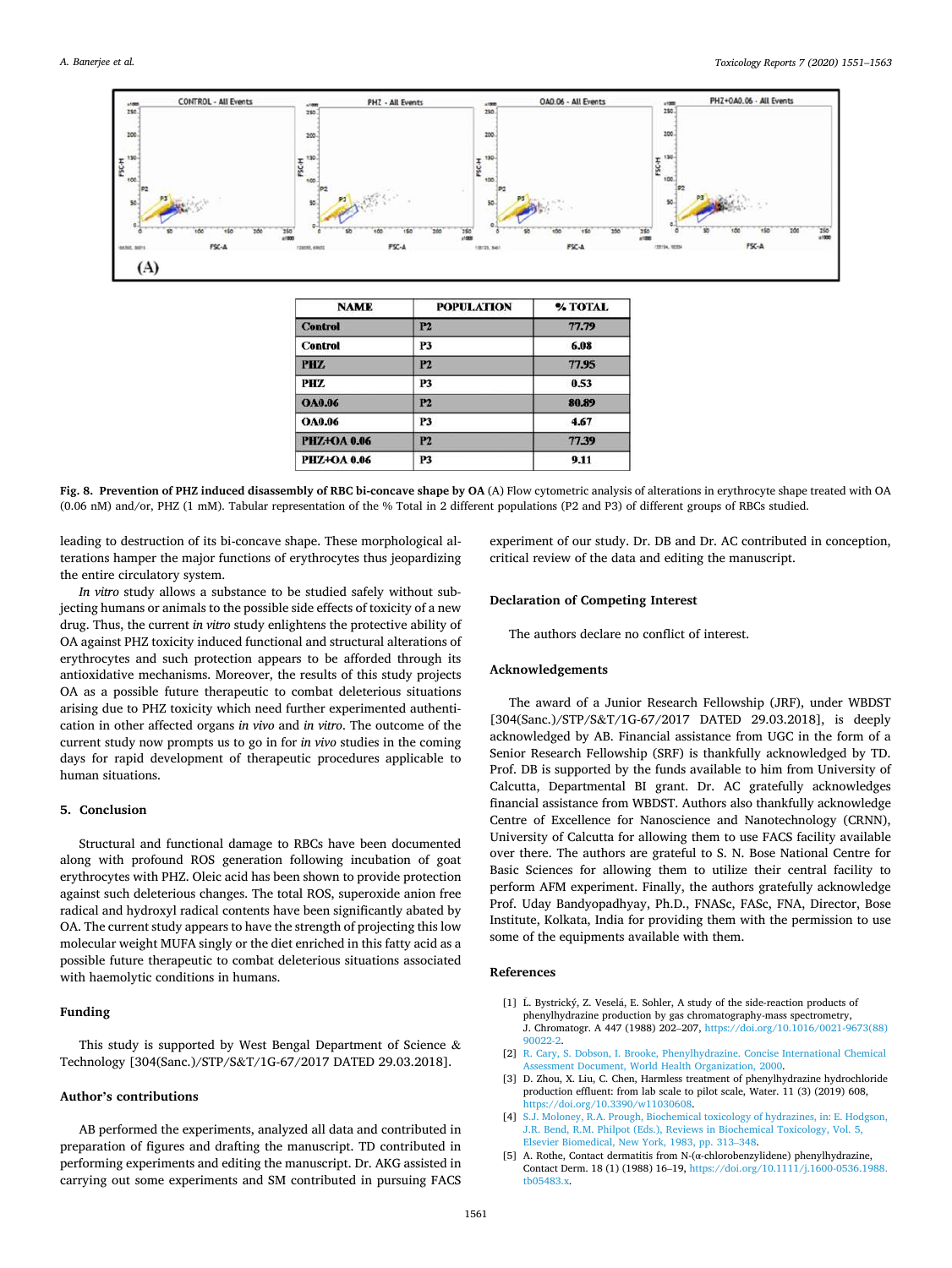| NAME | POPULATION | % TOTAL |
|---|---|---|
| Control | P2 | 77.79 |
| Control | P3 | 6.08 |
| PHZ | P2 | 77.95 |
| PHZ | P3 | 0.53 |
| OA0.06 | P2 | 80.89 |
| OA0.06 | P3 | 4.67 |
| PHZ+OA 0.06 | P2 | 77.39 |
| PHZ+OA 0.06 | P3 | 9.11 |

**Fig. 8. Prevention of PHZ induced disassembly of RBC bi-concave shape by OA** (A) Flow cytometric analysis of alterations in erythrocyte shape treated with OA (0.06 nM) and/or, PHZ (1 mM). Tabular representation of the % Total in 2 different populations (P2 and P3) of different groups of RBCs studied.

leading to destruction of its bi-concave shape. These morphological alterations hamper the major functions of erythrocytes thus jeopardizing the entire circulatory system.

*In vitro* study allows a substance to be studied safely without subjecting humans or animals to the possible side effects of toxicity of a new drug. Thus, the current *in vitro* study enlightens the protective ability of OA against PHZ toxicity induced functional and structural alterations of erythrocytes and such protection appears to be afforded through its antioxidative mechanisms. Moreover, the results of this study projects OA as a possible future therapeutic to combat deleterious situations arising due to PHZ toxicity which need further experimented authentication in other affected organs *in vivo* and *in vitro*. The outcome of the current study now prompts us to go in for *in vivo* studies in the coming days for rapid development of therapeutic procedures applicable to human situations.

## 5. Conclusion

Structural and functional damage to RBCs have been documented along with profound ROS generation following incubation of goat erythrocytes with PHZ. Oleic acid has been shown to provide protection against such deleterious changes. The total ROS, superoxide anion free radical and hydroxyl radical contents have been significantly abated by OA. The current study appears to have the strength of projecting this low molecular weight MUFA singly or the diet enriched in this fatty acid as a possible future therapeutic to combat deleterious situations associated with haemolytic conditions in humans.

## Funding

This study is supported by West Bengal Department of Science & Technology [304(Sanc.)/STP/S&T/1G-67/2017 DATED 29.03.2018].

## Author's contributions

AB performed the experiments, analyzed all data and contributed in preparation of figures and drafting the manuscript. TD contributed in performing experiments and editing the manuscript. Dr. AKG assisted in carrying out some experiments and SM contributed in pursuing FACS experiment of our study. Dr. DB and Dr. AC contributed in conception, critical review of the data and editing the manuscript.

## Declaration of Competing Interest

The authors declare no conflict of interest.

## Acknowledgements

The award of a Junior Research Fellowship (JRF), under WBDST [304(Sanc.)/STP/S&T/1G-67/2017 DATED 29.03.2018], is deeply acknowledged by AB. Financial assistance from UGC in the form of a Senior Research Fellowship (SRF) is thankfully acknowledged by TD. Prof. DB is supported by the funds available to him from University of Calcutta, Departmental BI grant. Dr. AC gratefully acknowledges financial assistance from WBDST. Authors also thankfully acknowledge Centre of Excellence for Nanoscience and Nanotechnology (CRNN), University of Calcutta for allowing them to use FACS facility available over there. The authors are grateful to S. N. Bose National Centre for Basic Sciences for allowing them to utilize their central facility to perform AFM experiment. Finally, the authors gratefully acknowledge Prof. Uday Bandyopadhyay, Ph.D., FNASc, FASc, FNA, Director, Bose Institute, Kolkata, India for providing them with the permission to use some of the equipments available with them.

## References

[1] Ľ. Bystrický, Z. Veselá, E. Sohler, A study of the side-reaction products of phenylhydrazine production by gas chromatography-mass spectrometry, J. Chromatogr. A 447 (1988) 202–207, https://doi.org/10.1016/0021-9673(88)90022-2.

[2] R. Cary, S. Dobson, I. Brooke, Phenylhydrazine. Concise International Chemical Assessment Document, World Health Organization, 2000.

[3] D. Zhou, X. Liu, C. Chen, Harmless treatment of phenylhydrazine hydrochloride production effluent: from lab scale to pilot scale, Water. 11 (3) (2019) 608, https://doi.org/10.3390/w11030608.

[4] S.J. Moloney, R.A. Prough, Biochemical toxicology of hydrazines, in: E. Hodgson, J.R. Bend, R.M. Philpot (Eds.), Reviews in Biochemical Toxicology, Vol. 5, Elsevier Biomedical, New York, 1983, pp. 313–348.

[5] A. Rothe, Contact dermatitis from N-(α-chlorobenzylidene) phenylhydrazine, Contact Derm. 18 (1) (1988) 16–19, https://doi.org/10.1111/j.1600-0536.1988.tb05483.x.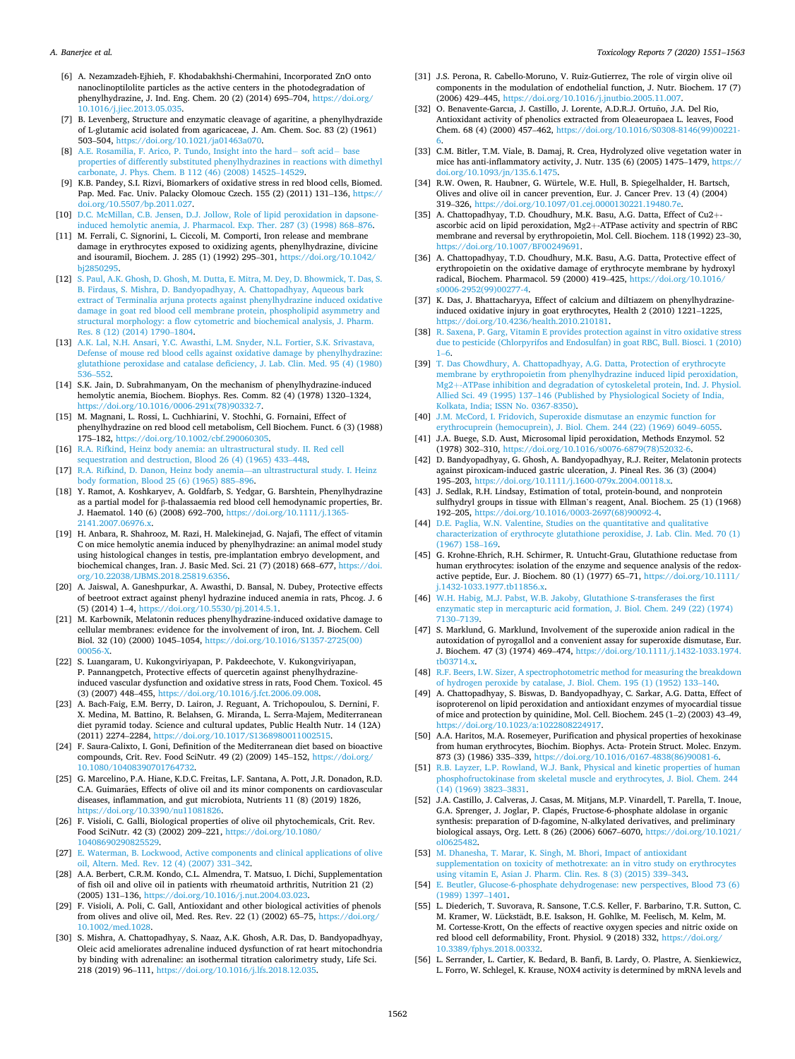[6] A. Nezamzadeh-Ejhieh, F. Khodabakhshi-Chermahini, Incorporated ZnO onto nanoclinoptilolite particles as the active centers in the photodegradation of phenylhydrazine, J. Ind. Eng. Chem. 20 (2) (2014) 695–704, https://doi.org/10.1016/j.jiec.2013.05.035.

[7] B. Levenberg, Structure and enzymatic cleavage of agaritine, a phenylhydrazide of L-glutamic acid isolated from agaricaceae, J. Am. Chem. Soc. 83 (2) (1961) 503–504, https://doi.org/10.1021/ja01463a070.

[8] A.E. Rosamilia, F. Arico, P. Tundo, Insight into the hard− soft acid− base properties of differently substituted phenylhydrazines in reactions with dimethyl carbonate, J. Phys. Chem. B 112 (46) (2008) 14525–14529.

[9] K.B. Pandey, S.I. Rizvi, Biomarkers of oxidative stress in red blood cells, Biomed. Pap. Med. Fac. Univ. Palacky Olomouc Czech. 155 (2) (2011) 131–136, https://doi.org/10.5507/bp.2011.027.

[10] D.C. McMillan, C.B. Jensen, D.J. Jollow, Role of lipid peroxidation in dapsone-induced hemolytic anemia, J. Pharmacol. Exp. Ther. 287 (3) (1998) 868–876.

[11] M. Ferrali, C. Signorini, L. Ciccoli, M. Comporti, Iron release and membrane damage in erythrocytes exposed to oxidizing agents, phenylhydrazine, divicine and isouramil, Biochem. J. 285 (1) (1992) 295–301, https://doi.org/10.1042/bj2850295.

[12] S. Paul, A.K. Ghosh, D. Ghosh, M. Dutta, E. Mitra, M. Dey, D. Bhowmick, T. Das, S. B. Firdaus, S. Mishra, D. Bandyopadhyay, A. Chattopadhyay, Aqueous bark extract of Terminalia arjuna protects against phenylhydrazine induced oxidative damage in goat red blood cell membrane protein, phospholipid asymmetry and structural morphology: a flow cytometric and biochemical analysis, J. Pharm. Res. 8 (12) (2014) 1790–1804.

[13] A.K. Lal, N.H. Ansari, Y.C. Awasthi, L.M. Snyder, N.L. Fortier, S.K. Srivastava, Defense of mouse red blood cells against oxidative damage by phenylhydrazine: glutathione peroxidase and catalase deficiency, J. Lab. Clin. Med. 95 (4) (1980) 536–552.

[14] S.K. Jain, D. Subrahmanyam, On the mechanism of phenylhydrazine-induced hemolytic anemia, Biochem. Biophys. Res. Comm. 82 (4) (1978) 1320–1324, https://doi.org/10.1016/0006-291x(78)90332-7.

[15] M. Magnani, L. Rossi, L. Cuchhiarini, V. Stochhi, G. Fornaini, Effect of phenylhydrazine on red blood cell metabolism, Cell Biochem. Funct. 6 (3) (1988) 175–182, https://doi.org/10.1002/cbf.290060305.

[16] R.A. Rifkind, Heinz body anemia: an ultrastructural study. II. Red cell sequestration and destruction, Blood 26 (4) (1965) 433–448.

[17] R.A. Rifkind, D. Danon, Heinz body anemia—an ultrastructural study. I. Heinz body formation, Blood 25 (6) (1965) 885–896.

[18] Y. Ramot, A. Koshkaryev, A. Goldfarb, S. Yedgar, G. Barshtein, Phenylhydrazine as a partial model for β-thalassaemia red blood cell hemodynamic properties, Br. J. Haematol. 140 (6) (2008) 692–700, https://doi.org/10.1111/j.1365-2141.2007.06976.x.

[19] H. Anbara, R. Shahrooz, M. Razi, H. Malekinejad, G. Najafi, The effect of vitamin C on mice hemolytic anemia induced by phenylhydrazine: an animal model study using histological changes in testis, pre-implantation embryo development, and biochemical changes, Iran. J. Basic Med. Sci. 21 (7) (2018) 668–677, https://doi.org/10.22038/IJBMS.2018.25819.6356.

[20] A. Jaiswal, A. Ganeshpurkar, A. Awasthi, D. Bansal, N. Dubey, Protective effects of beetroot extract against phenyl hydrazine induced anemia in rats, Phcog. J. 6 (5) (2014) 1–4, https://doi.org/10.5530/pj.2014.5.1.

[21] M. Karbownik, Melatonin reduces phenylhydrazine-induced oxidative damage to cellular membranes: evidence for the involvement of iron, Int. J. Biochem. Cell Biol. 32 (10) (2000) 1045–1054, https://doi.org/10.1016/S1357-2725(00)00056-X.

[22] S. Luangaram, U. Kukongviriyapan, P. Pakdeechote, V. Kukongviriyapan, P. Pannangpetch, Protective effects of quercetin against phenylhydrazine-induced vascular dysfunction and oxidative stress in rats, Food Chem. Toxicol. 45 (3) (2007) 448–455, https://doi.org/10.1016/j.fct.2006.09.008.

[23] A. Bach-Faig, E.M. Berry, D. Lairon, J. Reguant, A. Trichopoulou, S. Dernini, F. X. Medina, M. Battino, R. Belahsen, G. Miranda, L. Serra-Majem, Mediterranean diet pyramid today. Science and cultural updates, Public Health Nutr. 14 (12A) (2011) 2274–2284, https://doi.org/10.1017/S1368980011002515.

[24] F. Saura-Calixto, I. Goni, Definition of the Mediterranean diet based on bioactive compounds, Crit. Rev. Food SciNutr. 49 (2) (2009) 145–152, https://doi.org/10.1080/10408390701764732.

[25] G. Marcelino, P.A. Hiane, K.D.C. Freitas, L.F. Santana, A. Pott, J.R. Donadon, R.D. C.A. Guimarães, Effects of olive oil and its minor components on cardiovascular diseases, inflammation, and gut microbiota, Nutrients 11 (8) (2019) 1826, https://doi.org/10.3390/nu11081826.

[26] F. Visioli, C. Galli, Biological properties of olive oil phytochemicals, Crit. Rev. Food SciNutr. 42 (3) (2002) 209–221, https://doi.org/10.1080/10408690290825529.

[27] E. Waterman, B. Lockwood, Active components and clinical applications of olive oil, Altern. Med. Rev. 12 (4) (2007) 331–342.

[28] A.A. Berbert, C.R.M. Kondo, C.L. Almendra, T. Matsuo, I. Dichi, Supplementation of fish oil and olive oil in patients with rheumatoid arthritis, Nutrition 21 (2) (2005) 131–136, https://doi.org/10.1016/j.nut.2004.03.023.

[29] F. Visioli, A. Poli, C. Gall, Antioxidant and other biological activities of phenols from olives and olive oil, Med. Res. Rev. 22 (1) (2002) 65–75, https://doi.org/10.1002/med.1028.

[30] S. Mishra, A. Chattopadhyay, S. Naaz, A.K. Ghosh, A.R. Das, D. Bandyopadhyay, Oleic acid ameliorates adrenaline induced dysfunction of rat heart mitochondria by binding with adrenaline: an isothermal titration calorimetry study, Life Sci. 218 (2019) 96–111, https://doi.org/10.1016/j.lfs.2018.12.035.

[31] J.S. Perona, R. Cabello-Moruno, V. Ruiz-Gutierrez, The role of virgin olive oil components in the modulation of endothelial function, J. Nutr. Biochem. 17 (7) (2006) 429–445, https://doi.org/10.1016/j.jnutbio.2005.11.007.

[32] O. Benavente-Garcıa, J. Castillo, J. Lorente, A.D.R.J. Ortuño, J.A. Del Rio, Antioxidant activity of phenolics extracted from Oleaeuropaea L. leaves, Food Chem. 68 (4) (2000) 457–462, https://doi.org/10.1016/S0308-8146(99)00221-6.

[33] C.M. Bitler, T.M. Viale, B. Damaj, R. Crea, Hydrolyzed olive vegetation water in mice has anti-inflammatory activity, J. Nutr. 135 (6) (2005) 1475–1479, https://doi.org/10.1093/jn/135.6.1475.

[34] R.W. Owen, R. Haubner, G. Würtele, W.E. Hull, B. Spiegelhalder, H. Bartsch, Olives and olive oil in cancer prevention, Eur. J. Cancer Prev. 13 (4) (2004) 319–326, https://doi.org/10.1097/01.cej.0000130221.19480.7e.

[35] A. Chattopadhyay, T.D. Choudhury, M.K. Basu, A.G. Datta, Effect of Cu2+-ascorbic acid on lipid peroxidation, Mg2+-ATPase activity and spectrin of RBC membrane and reversal by erythropoietin, Mol. Cell. Biochem. 118 (1992) 23–30, https://doi.org/10.1007/BF00249691.

[36] A. Chattopadhyay, T.D. Choudhury, M.K. Basu, A.G. Datta, Protective effect of erythropoietin on the oxidative damage of erythrocyte membrane by hydroxyl radical, Biochem. Pharmacol. 59 (2000) 419–425, https://doi.org/10.1016/s0006-2952(99)00277-4.

[37] K. Das, J. Bhattacharyya, Effect of calcium and diltiazem on phenylhydrazine-induced oxidative injury in goat erythrocytes, Health 2 (2010) 1221–1225, https://doi.org/10.4236/health.2010.210181.

[38] R. Saxena, P. Garg, Vitamin E provides protection against in vitro oxidative stress due to pesticide (Chlorpyrifos and Endosulfan) in goat RBC, Bull. Biosci. 1 (2010) 1–6.

[39] T. Das Chowdhury, A. Chattopadhyay, A.G. Datta, Protection of erythrocyte membrane by erythropoietin from phenylhydrazine induced lipid peroxidation, Mg2+-ATPase inhibition and degradation of cytoskeletal protein, Ind. J. Physiol. Allied Sci. 49 (1995) 137–146 (Published by Physiological Society of India, Kolkata, India; ISSN No. 0367-8350).

[40] J.M. McCord, I. Fridovich, Superoxide dismutase an enzymic function for erythrocuprein (hemocuprein), J. Biol. Chem. 244 (22) (1969) 6049–6055.

[41] J.A. Buege, S.D. Aust, Microsomal lipid peroxidation, Methods Enzymol. 52 (1978) 302–310, https://doi.org/10.1016/s0076-6879(78)52032-6.

[42] D. Bandyopadhyay, G. Ghosh, A. Bandyopadhyay, R.J. Reiter, Melatonin protects against piroxicam-induced gastric ulceration, J. Pineal Res. 36 (3) (2004) 195–203, https://doi.org/10.1111/j.1600-079x.2004.00118.x.

[43] J. Sedlak, R.H. Lindsay, Estimation of total, protein-bound, and nonprotein sulfhydryl groups in tissue with Ellman's reagent, Anal. Biochem. 25 (1) (1968) 192–205, https://doi.org/10.1016/0003-2697(68)90092-4.

[44] D.E. Paglia, W.N. Valentine, Studies on the quantitative and qualitative characterization of erythrocyte glutathione peroxidase, J. Lab. Clin. Med. 70 (1) (1967) 158–169.

[45] G. Krohne-Ehrich, R.H. Schirmer, R. Untucht-Grau, Glutathione reductase from human erythrocytes: isolation of the enzyme and sequence analysis of the redox-active peptide, Eur. J. Biochem. 80 (1) (1977) 65–71, https://doi.org/10.1111/j.1432-1033.1977.tb11856.x.

[46] W.H. Habig, M.J. Pabst, W.B. Jakoby, Glutathione S-transferases the first enzymatic step in mercapturic acid formation, J. Biol. Chem. 249 (22) (1974) 7130–7139.

[47] S. Marklund, G. Marklund, Involvement of the superoxide anion radical in the autoxidation of pyrogallol and a convenient assay for superoxide dismutase, Eur. J. Biochem. 47 (3) (1974) 469–474, https://doi.org/10.1111/j.1432-1033.1974.tb03714.x.

[48] R.F. Beers, I.W. Sizer, A spectrophotometric method for measuring the breakdown of hydrogen peroxide by catalase, J. Biol. Chem. 195 (1) (1952) 133–140.

[49] A. Chattopadhyay, S. Biswas, D. Bandyopadhyay, C. Sarkar, A.G. Datta, Effect of isoproterenol on lipid peroxidation and antioxidant enzymes of myocardial tissue of mice and protection by quinidine, Mol. Cell. Biochem. 245 (1–2) (2003) 43–49, https://doi.org/10.1023/a:1022808224917.

[50] A.A. Haritos, M.A. Rosemeyer, Purification and physical properties of hexokinase from human erythrocytes, Biochim. Biophys. Acta- Protein Struct. Molec. Enzym. 873 (3) (1986) 335–339, https://doi.org/10.1016/0167-4838(86)90081-6.

[51] R.B. Layzer, L.P. Rowland, W.J. Bank, Physical and kinetic properties of human phosphofructokinase from skeletal muscle and erythrocytes, J. Biol. Chem. 244 (14) (1969) 3823–3831.

[52] J.A. Castillo, J. Calveras, J. Casas, M. Mitjans, M.P. Vinardell, T. Parella, T. Inoue, G.A. Sprenger, J. Joglar, P. Clapés, Fructose-6-phosphate aldolase in organic synthesis: preparation of D-fagomine, N-alkylated derivatives, and preliminary biological assays, Org. Lett. 8 (26) (2006) 6067–6070, https://doi.org/10.1021/ol0625482.

[53] M. Dhanesha, T. Marar, K. Singh, M. Bhori, Impact of antioxidant supplementation on toxicity of methotrexate: an in vitro study on erythrocytes using vitamin E, Asian J. Pharm. Clin. Res. 8 (3) (2015) 339–343.

[54] E. Beutler, Glucose-6-phosphate dehydrogenase: new perspectives, Blood 73 (6) (1989) 1397–1401.

[55] L. Diederich, T. Suvorava, R. Sansone, T.C.S. Keller, F. Barbarino, T.R. Sutton, C. M. Kramer, W. Lückstädt, B.E. Isakson, H. Gohlke, M. Feelisch, M. Kelm, M. M. Cortesse-Krott, On the effects of reactive oxygen species and nitric oxide on red blood cell deformability, Front. Physiol. 9 (2018) 332, https://doi.org/10.3389/fphys.2018.00332.

[56] L. Serrander, L. Cartier, K. Bedard, B. Banfi, B. Lardy, O. Plastre, A. Sienkiewicz, L. Forro, W. Schlegel, K. Krause, NOX4 activity is determined by mRNA levels and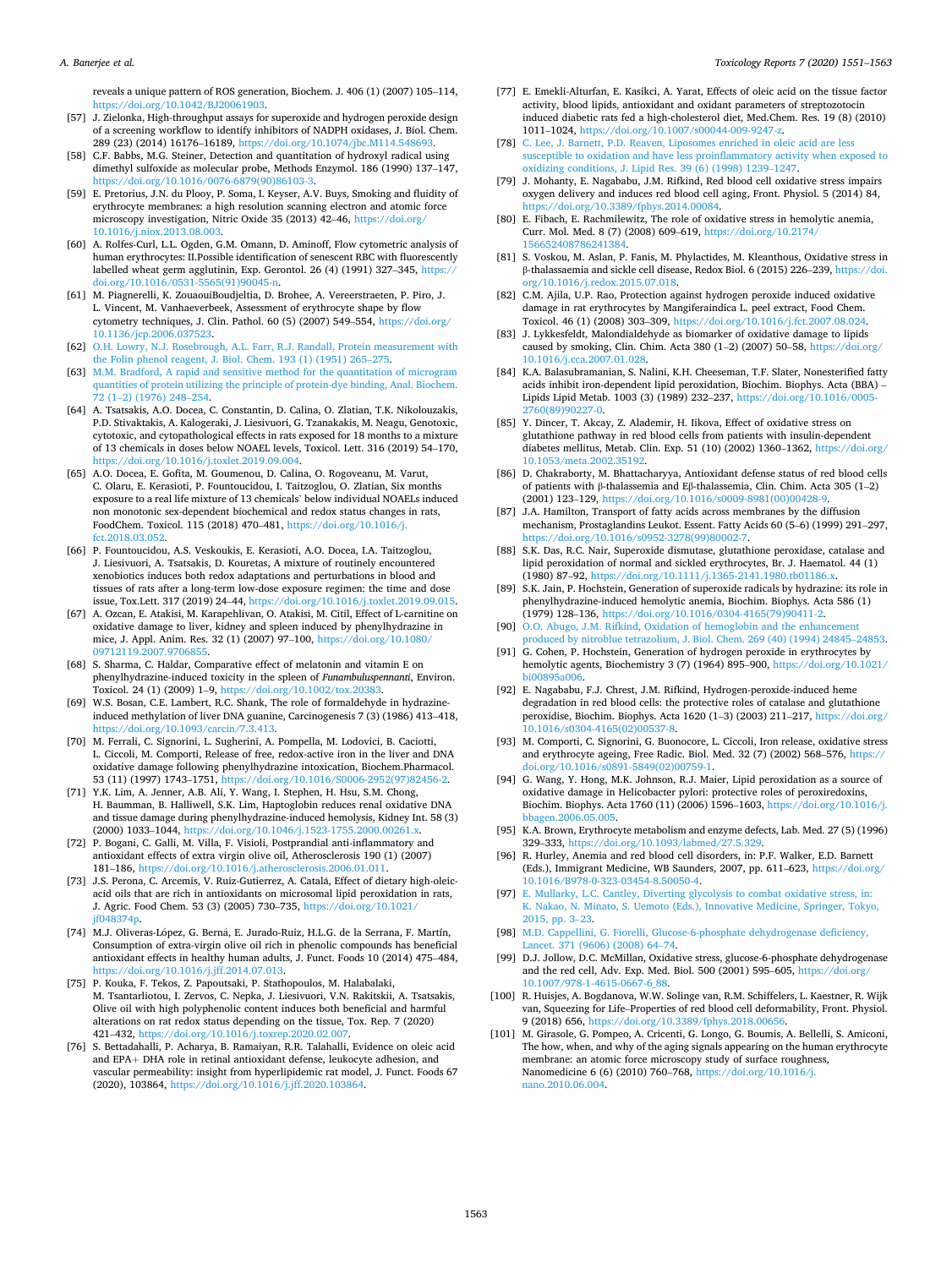reveals a unique pattern of ROS generation, Biochem. J. 406 (1) (2007) 105–114, https://doi.org/10.1042/BJ20061903.

[57] J. Zielonka, High-throughput assays for superoxide and hydrogen peroxide design of a screening workflow to identify inhibitors of NADPH oxidases, J. Biol. Chem. 289 (23) (2014) 16176–16189, https://doi.org/10.1074/jbc.M114.548693.

[58] C.F. Babbs, M.G. Steiner, Detection and quantitation of hydroxyl radical using dimethyl sulfoxide as molecular probe, Methods Enzymol. 186 (1990) 137–147, https://doi.org/10.1016/0076-6879(90)86103-3.

[59] E. Pretorius, J.N. du Plooy, P. Soma, I. Keyser, A.V. Buys, Smoking and fluidity of erythrocyte membranes: a high resolution scanning electron and atomic force microscopy investigation, Nitric Oxide 35 (2013) 42–46, https://doi.org/10.1016/j.niox.2013.08.003.

[60] A. Rolfes-Curl, L.L. Ogden, G.M. Omann, D. Aminoff, Flow cytometric analysis of human erythrocytes: II.Possible identification of senescent RBC with fluorescently labelled wheat germ agglutinin, Exp. Gerontol. 26 (4) (1991) 327–345, https://doi.org/10.1016/0531-5565(91)90045-n.

[61] M. Piagnerelli, K. ZouaouiBoudjeltia, D. Brohee, A. Vereerstraeten, P. Piro, J. L. Vincent, M. Vanhaeverbeek, Assessment of erythrocyte shape by flow cytometry techniques, J. Clin. Pathol. 60 (5) (2007) 549–554, https://doi.org/10.1136/jcp.2006.037523.

[62] O.H. Lowry, N.J. Rosebrough, A.L. Farr, R.J. Randall, Protein measurement with the Folin phenol reagent, J. Biol. Chem. 193 (1) (1951) 265–275.

[63] M.M. Bradford, A rapid and sensitive method for the quantitation of microgram quantities of protein utilizing the principle of protein-dye binding, Anal. Biochem. 72 (1–2) (1976) 248–254.

[64] A. Tsatsakis, A.O. Docea, C. Constantin, D. Calina, O. Zlatian, T.K. Nikolouzakis, P.D. Stivaktakis, A. Kalogeraki, J. Liesivuori, G. Tzanakakis, M. Neagu, Genotoxic, cytotoxic, and cytopathological effects in rats exposed for 18 months to a mixture of 13 chemicals in doses below NOAEL levels, Toxicol. Lett. 316 (2019) 54–170, https://doi.org/10.1016/j.toxlet.2019.09.004.

[65] A.O. Docea, E. Gofita, M. Goumenou, D. Calina, O. Rogoveanu, M. Varut, C. Olaru, E. Kerasioti, P. Fountoucidou, I. Taitzoglou, O. Zlatian, Six months exposure to a real life mixture of 13 chemicals' below individual NOAELs induced non monotonic sex-dependent biochemical and redox status changes in rats, FoodChem. Toxicol. 115 (2018) 470–481, https://doi.org/10.1016/j.fct.2018.03.052.

[66] P. Fountoucidou, A.S. Veskoukis, E. Kerasioti, A.O. Docea, I.A. Taitzoglou, J. Liesivuori, A. Tsatsakis, D. Kouretas, A mixture of routinely encountered xenobiotics induces both redox adaptations and perturbations in blood and tissues of rats after a long-term low-dose exposure regimen: the time and dose issue, Tox.Lett. 317 (2019) 24–44, https://doi.org/10.1016/j.toxlet.2019.09.015.

[67] A. Ozcan, E. Atakisi, M. Karapehlivan, O. Atakisi, M. Citil, Effect of L-carnitine on oxidative damage to liver, kidney and spleen induced by phenylhydrazine in mice, J. Appl. Anim. Res. 32 (1) (2007) 97–100, https://doi.org/10.1080/09712119.2007.9706855.

[68] S. Sharma, C. Haldar, Comparative effect of melatonin and vitamin E on phenylhydrazine-induced toxicity in the spleen of *Funambuluspennanti*, Environ. Toxicol. 24 (1) (2009) 1–9, https://doi.org/10.1002/tox.20383.

[69] W.S. Bosan, C.E. Lambert, R.C. Shank, The role of formaldehyde in hydrazine-induced methylation of liver DNA guanine, Carcinogenesis 7 (3) (1986) 413–418, https://doi.org/10.1093/carcin/7.3.413.

[70] M. Ferrali, C. Signorini, L. Sugherini, A. Pompella, M. Lodovici, B. Caciotti, L. Ciccoli, M. Comporti, Release of free, redox-active iron in the liver and DNA oxidative damage following phenylhydrazine intoxication, Biochem.Pharmacol. 53 (11) (1997) 1743–1751, https://doi.org/10.1016/S0006-2952(97)82456-2.

[71] Y.K. Lim, A. Jenner, A.B. Ali, Y. Wang, I. Stephen, H. Hsu, S.M. Chong, H. Baumman, B. Halliwell, S.K. Lim, Haptoglobin reduces renal oxidative DNA and tissue damage during phenylhydrazine-induced hemolysis, Kidney Int. 58 (3) (2000) 1033–1044, https://doi.org/10.1046/j.1523-1755.2000.00261.x.

[72] P. Bogani, C. Galli, M. Villa, F. Visioli, Postprandial anti-inflammatory and antioxidant effects of extra virgin olive oil, Atherosclerosis 190 (1) (2007) 181–186, https://doi.org/10.1016/j.atherosclerosis.2006.01.011.

[73] J.S. Perona, C. Arcemis, V. Ruiz-Gutierrez, A. Catalá, Effect of dietary high-oleic-acid oils that are rich in antioxidants on microsomal lipid peroxidation in rats, J. Agric. Food Chem. 53 (3) (2005) 730–735, https://doi.org/10.1021/jf048374p.

[74] M.J. Oliveras-López, G. Berná, E. Jurado-Ruiz, H.L.G. de la Serrana, F. Martín, Consumption of extra-virgin olive oil rich in phenolic compounds has beneficial antioxidant effects in healthy human adults, J. Funct. Foods 10 (2014) 475–484, https://doi.org/10.1016/j.jff.2014.07.013.

[75] P. Kouka, F. Tekos, Z. Papoutsaki, P. Stathopoulos, M. Halabalaki, M. Tsantarliotou, I. Zervos, C. Nepka, J. Liesivuori, V.N. Rakitskii, A. Tsatsakis, Olive oil with high polyphenolic content induces both beneficial and harmful alterations on rat redox status depending on the tissue, Tox. Rep. 7 (2020) 421–432, https://doi.org/10.1016/j.toxrep.2020.02.007.

[76] S. Bettadahalli, P. Acharya, B. Ramaiyan, R.R. Talahalli, Evidence on oleic acid and EPA+ DHA role in retinal antioxidant defense, leukocyte adhesion, and vascular permeability: insight from hyperlipidemic rat model, J. Funct. Foods 67 (2020), 103864, https://doi.org/10.1016/j.jff.2020.103864.

[77] E. Emekli-Alturfan, E. Kasikci, A. Yarat, Effects of oleic acid on the tissue factor activity, blood lipids, antioxidant and oxidant parameters of streptozotocin induced diabetic rats fed a high-cholesterol diet, Med.Chem. Res. 19 (8) (2010) 1011–1024, https://doi.org/10.1007/s00044-009-9247-z.

[78] C. Lee, J. Barnett, P.D. Reaven, Liposomes enriched in oleic acid are less susceptible to oxidation and have less proinflammatory activity when exposed to oxidizing conditions, J. Lipid Res. 39 (6) (1998) 1239–1247.

[79] J. Mohanty, E. Nagababu, J.M. Rifkind, Red blood cell oxidative stress impairs oxygen delivery and induces red blood cell aging, Front. Physiol. 5 (2014) 84, https://doi.org/10.3389/fphys.2014.00084.

[80] E. Fibach, E. Rachmilewitz, The role of oxidative stress in hemolytic anemia, Curr. Mol. Med. 8 (7) (2008) 609–619, https://doi.org/10.2174/156652408786241384.

[81] S. Voskou, M. Aslan, P. Fanis, M. Phylactides, M. Kleanthous, Oxidative stress in β-thalassaemia and sickle cell disease, Redox Biol. 6 (2015) 226–239, https://doi.org/10.1016/j.redox.2015.07.018.

[82] C.M. Ajila, U.P. Rao, Protection against hydrogen peroxide induced oxidative damage in rat erythrocytes by Mangiferaindica L. peel extract, Food Chem. Toxicol. 46 (1) (2008) 303–309, https://doi.org/10.1016/j.fct.2007.08.024.

[83] J. Lykkesfeldt, Malondialdehyde as biomarker of oxidative damage to lipids caused by smoking, Clin. Chim. Acta 380 (1–2) (2007) 50–58, https://doi.org/10.1016/j.cca.2007.01.028.

[84] K.A. Balasubramanian, S. Nalini, K.H. Cheeseman, T.F. Slater, Nonesterified fatty acids inhibit iron-dependent lipid peroxidation, Biochim. Biophys. Acta (BBA) – Lipids Lipid Metab. 1003 (3) (1989) 232–237, https://doi.org/10.1016/0005-2760(89)90227-0.

[85] Y. Dincer, T. Akcay, Z. Alademir, H. Iikova, Effect of oxidative stress on glutathione pathway in red blood cells from patients with insulin-dependent diabetes mellitus, Metab. Clin. Exp. 51 (10) (2002) 1360–1362, https://doi.org/10.1053/meta.2002.35192.

[86] D. Chakraborty, M. Bhattacharyya, Antioxidant defense status of red blood cells of patients with β-thalassemia and Eβ-thalassemia, Clin. Chim. Acta 305 (1–2) (2001) 123–129, https://doi.org/10.1016/s0009-8981(00)00428-9.

[87] J.A. Hamilton, Transport of fatty acids across membranes by the diffusion mechanism, Prostaglandins Leukot. Essent. Fatty Acids 60 (5–6) (1999) 291–297, https://doi.org/10.1016/s0952-3278(99)80002-7.

[88] S.K. Das, R.C. Nair, Superoxide dismutase, glutathione peroxidase, catalase and lipid peroxidation of normal and sickled erythrocytes, Br. J. Haematol. 44 (1) (1980) 87–92, https://doi.org/10.1111/j.1365-2141.1980.tb01186.x.

[89] S.K. Jain, P. Hochstein, Generation of superoxide radicals by hydrazine: its role in phenylhydrazine-induced hemolytic anemia, Biochim. Biophys. Acta 586 (1) (1979) 128–136, https://doi.org/10.1016/0304-4165(79)90411-2.

[90] O.O. Abugo, J.M. Rifkind, Oxidation of hemoglobin and the enhancement produced by nitroblue tetrazolium, J. Biol. Chem. 269 (40) (1994) 24845–24853.

[91] G. Cohen, P. Hochstein, Generation of hydrogen peroxide in erythrocytes by hemolytic agents, Biochemistry 3 (7) (1964) 895–900, https://doi.org/10.1021/bi00895a006.

[92] E. Nagababu, F.J. Chrest, J.M. Rifkind, Hydrogen-peroxide-induced heme degradation in red blood cells: the protective roles of catalase and glutathione peroxidase, Biochim. Biophys. Acta 1620 (1–3) (2003) 211–217, https://doi.org/10.1016/s0304-4165(02)00537-8.

[93] M. Comporti, C. Signorini, G. Buonocore, L. Ciccoli, Iron release, oxidative stress and erythrocyte ageing, Free Radic. Biol. Med. 32 (7) (2002) 568–576, https://doi.org/10.1016/s0891-5849(02)00759-1.

[94] G. Wang, Y. Hong, M.K. Johnson, R.J. Maier, Lipid peroxidation as a source of oxidative damage in Helicobacter pylori: protective roles of peroxiredoxins, Biochim. Biophys. Acta 1760 (11) (2006) 1596–1603, https://doi.org/10.1016/j.bbagen.2006.05.005.

[95] K.A. Brown, Erythrocyte metabolism and enzyme defects, Lab. Med. 27 (5) (1996) 329–333, https://doi.org/10.1093/labmed/27.5.329.

[96] R. Hurley, Anemia and red blood cell disorders, in: P.F. Walker, E.D. Barnett (Eds.), Immigrant Medicine, WB Saunders, 2007, pp. 611–623, https://doi.org/10.1016/B978-0-323-03454-8.50050-4.

[97] E. Mullarky, L.C. Cantley, Diverting glycolysis to combat oxidative stress, in: K. Nakao, N. Minato, S. Uemoto (Eds.), Innovative Medicine, Springer, Tokyo, 2015, pp. 3–23.

[98] M.D. Cappellini, G. Fiorelli, Glucose-6-phosphate dehydrogenase deficiency, Lancet. 371 (9606) (2008) 64–74.

[99] D.J. Jollow, D.C. McMillan, Oxidative stress, glucose-6-phosphate dehydrogenase and the red cell, Adv. Exp. Med. Biol. 500 (2001) 595–605, https://doi.org/10.1007/978-1-4615-0667-6_88.

[100] R. Huisjes, A. Bogdanova, W.W. Solinge van, R.M. Schiffelers, L. Kaestner, R. Wijk van, Squeezing for Life–Properties of red blood cell deformability, Front. Physiol. 9 (2018) 656, https://doi.org/10.3389/fphys.2018.00656.

[101] M. Girasole, G. Pompeo, A. Cricenti, G. Longo, G. Boumis, A. Bellelli, S. Amiconi, The how, when, and why of the aging signals appearing on the human erythrocyte membrane: an atomic force microscopy study of surface roughness, Nanomedicine 6 (6) (2010) 760–768, https://doi.org/10.1016/j.nano.2010.06.004.